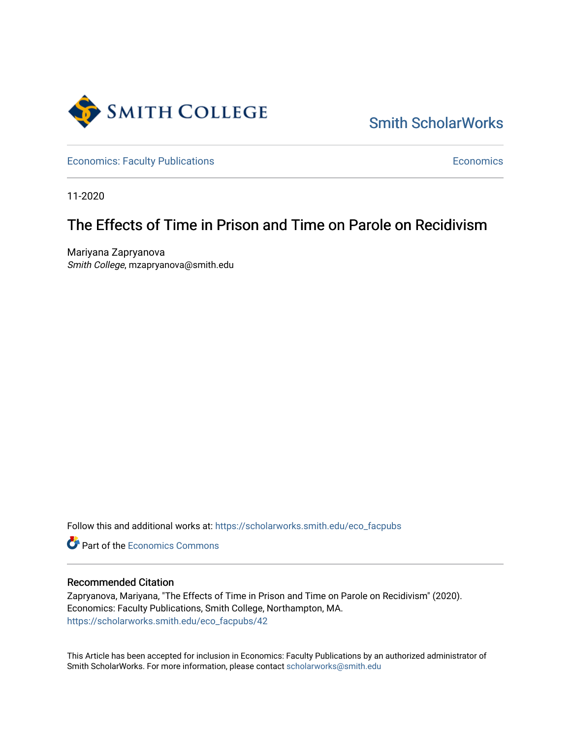Smith College

Smith ScholarWorks

Economics: Faculty Publications

Economics

11-2020

# The Effects of Time in Prison and Time on Parole on Recidivism

Mariyana Zapryanova
*Smith College*, mzapryanova@smith.edu

Follow this and additional works at: https://scholarworks.smith.edu/eco_facpubs

Part of the Economics Commons

## Recommended Citation

Zapryanova, Mariyana, "The Effects of Time in Prison and Time on Parole on Recidivism" (2020). Economics: Faculty Publications, Smith College, Northampton, MA.
https://scholarworks.smith.edu/eco_facpubs/42

This Article has been accepted for inclusion in Economics: Faculty Publications by an authorized administrator of Smith ScholarWorks. For more information, please contact scholarworks@smith.edu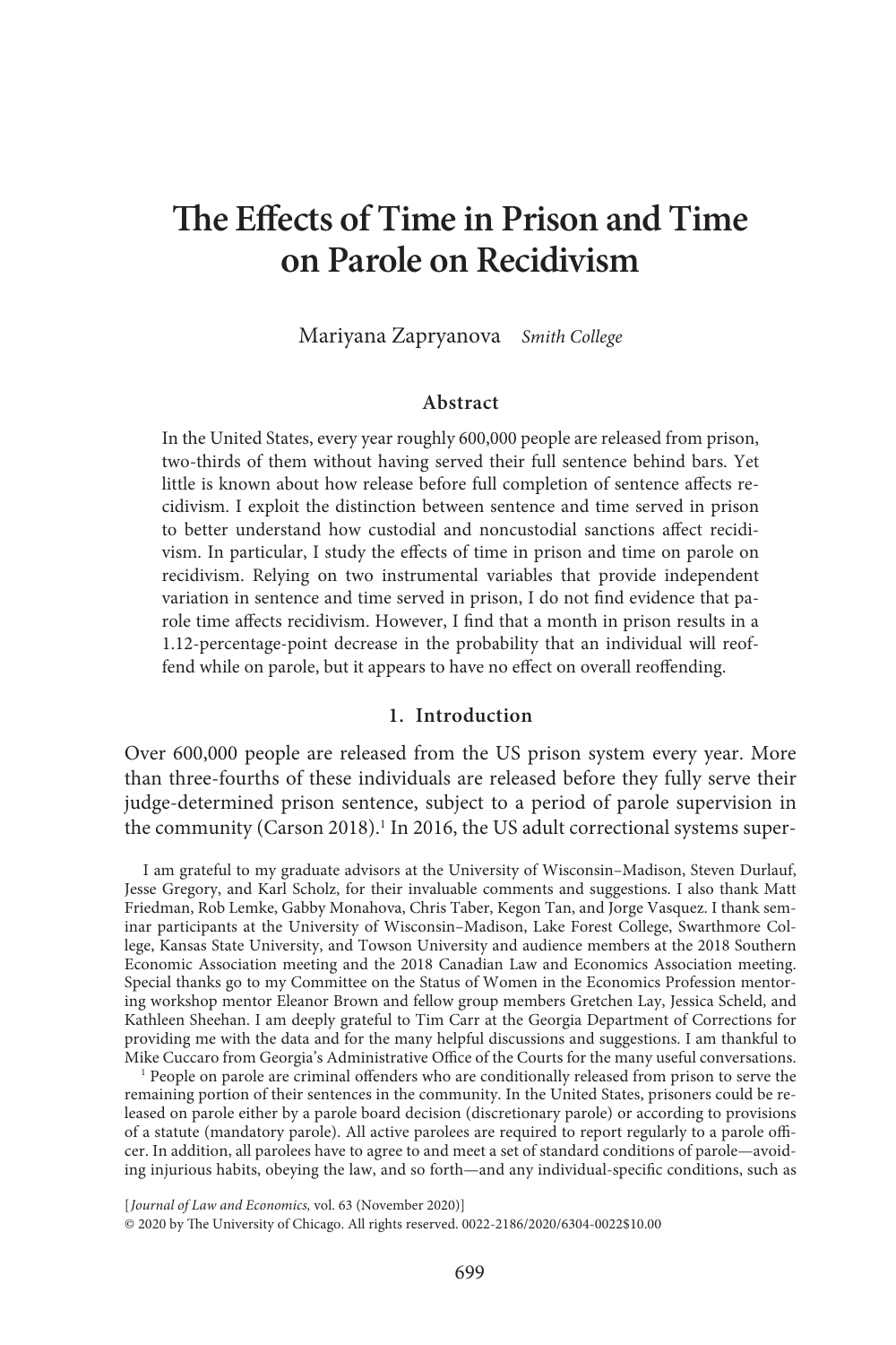// The Effects of Time in Prison and Time on Parole on Recidivism

Mariyana Zapryanova *Smith College*

## Abstract

In the United States, every year roughly 600,000 people are released from prison, two-thirds of them without having served their full sentence behind bars. Yet little is known about how release before full completion of sentence affects recidivism. I exploit the distinction between sentence and time served in prison to better understand how custodial and noncustodial sanctions affect recidivism. In particular, I study the effects of time in prison and time on parole on recidivism. Relying on two instrumental variables that provide independent variation in sentence and time served in prison, I do not find evidence that parole time affects recidivism. However, I find that a month in prison results in a 1.12-percentage-point decrease in the probability that an individual will reoffend while on parole, but it appears to have no effect on overall reoffending.

## 1. Introduction

Over 600,000 people are released from the US prison system every year. More than three-fourths of these individuals are released before they fully serve their judge-determined prison sentence, subject to a period of parole supervision in the community (Carson 2018).[1] In 2016, the US adult correctional systems super-

I am grateful to my graduate advisors at the University of Wisconsin–Madison, Steven Durlauf, Jesse Gregory, and Karl Scholz, for their invaluable comments and suggestions. I also thank Matt Friedman, Rob Lemke, Gabby Monahova, Chris Taber, Kegon Tan, and Jorge Vasquez. I thank seminar participants at the University of Wisconsin–Madison, Lake Forest College, Swarthmore College, Kansas State University, and Towson University and audience members at the 2018 Southern Economic Association meeting and the 2018 Canadian Law and Economics Association meeting. Special thanks go to my Committee on the Status of Women in the Economics Profession mentoring workshop mentor Eleanor Brown and fellow group members Gretchen Lay, Jessica Scheld, and Kathleen Sheehan. I am deeply grateful to Tim Carr at the Georgia Department of Corrections for providing me with the data and for the many helpful discussions and suggestions. I am thankful to Mike Cuccaro from Georgia's Administrative Office of the Courts for the many useful conversations.

[1] People on parole are criminal offenders who are conditionally released from prison to serve the remaining portion of their sentences in the community. In the United States, prisoners could be released on parole either by a parole board decision (discretionary parole) or according to provisions of a statute (mandatory parole). All active parolees are required to report regularly to a parole officer. In addition, all parolees have to agree to and meet a set of standard conditions of parole—avoiding injurious habits, obeying the law, and so forth—and any individual-specific conditions, such as

[*Journal of Law and Economics*, vol. 63 (November 2020)]
© 2020 by The University of Chicago. All rights reserved. 0022-2186/2020/6304-0022$10.00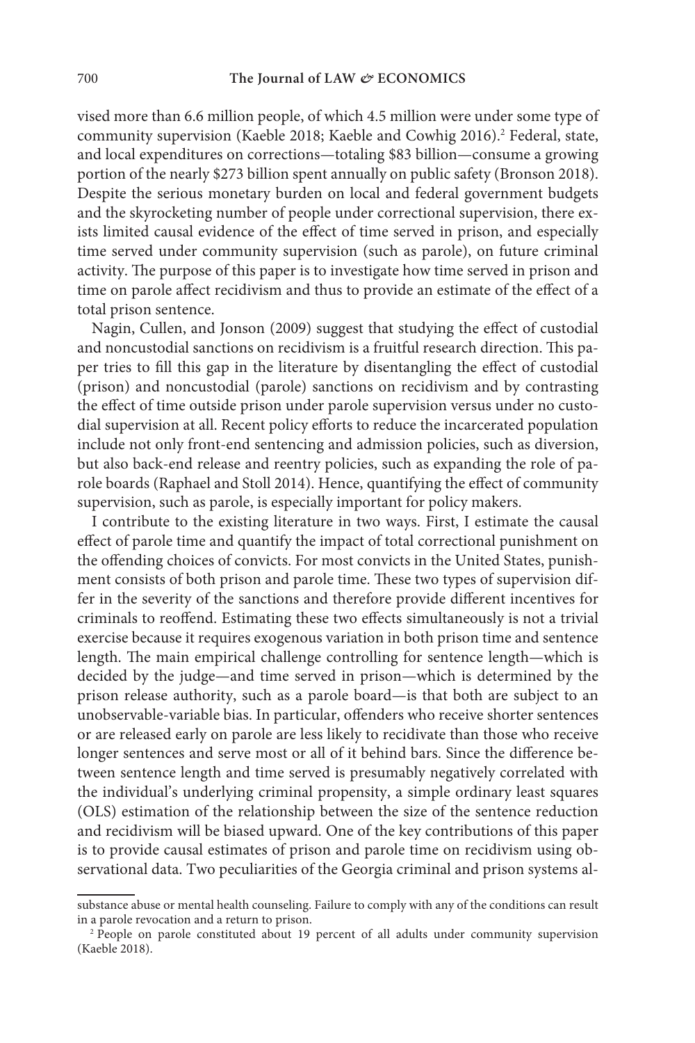vised more than 6.6 million people, of which 4.5 million were under some type of community supervision (Kaeble 2018; Kaeble and Cowhig 2016).[2] Federal, state, and local expenditures on corrections—totaling $83 billion—consume a growing portion of the nearly $273 billion spent annually on public safety (Bronson 2018). Despite the serious monetary burden on local and federal government budgets and the skyrocketing number of people under correctional supervision, there exists limited causal evidence of the effect of time served in prison, and especially time served under community supervision (such as parole), on future criminal activity. The purpose of this paper is to investigate how time served in prison and time on parole affect recidivism and thus to provide an estimate of the effect of a total prison sentence.

Nagin, Cullen, and Jonson (2009) suggest that studying the effect of custodial and noncustodial sanctions on recidivism is a fruitful research direction. This paper tries to fill this gap in the literature by disentangling the effect of custodial (prison) and noncustodial (parole) sanctions on recidivism and by contrasting the effect of time outside prison under parole supervision versus under no custodial supervision at all. Recent policy efforts to reduce the incarcerated population include not only front-end sentencing and admission policies, such as diversion, but also back-end release and reentry policies, such as expanding the role of parole boards (Raphael and Stoll 2014). Hence, quantifying the effect of community supervision, such as parole, is especially important for policy makers.

I contribute to the existing literature in two ways. First, I estimate the causal effect of parole time and quantify the impact of total correctional punishment on the offending choices of convicts. For most convicts in the United States, punishment consists of both prison and parole time. These two types of supervision differ in the severity of the sanctions and therefore provide different incentives for criminals to reoffend. Estimating these two effects simultaneously is not a trivial exercise because it requires exogenous variation in both prison time and sentence length. The main empirical challenge controlling for sentence length—which is decided by the judge—and time served in prison—which is determined by the prison release authority, such as a parole board—is that both are subject to an unobservable-variable bias. In particular, offenders who receive shorter sentences or are released early on parole are less likely to recidivate than those who receive longer sentences and serve most or all of it behind bars. Since the difference between sentence length and time served is presumably negatively correlated with the individual's underlying criminal propensity, a simple ordinary least squares (OLS) estimation of the relationship between the size of the sentence reduction and recidivism will be biased upward. One of the key contributions of this paper is to provide causal estimates of prison and parole time on recidivism using observational data. Two peculiarities of the Georgia criminal and prison systems al-

substance abuse or mental health counseling. Failure to comply with any of the conditions can result in a parole revocation and a return to prison.

[2] People on parole constituted about 19 percent of all adults under community supervision (Kaeble 2018).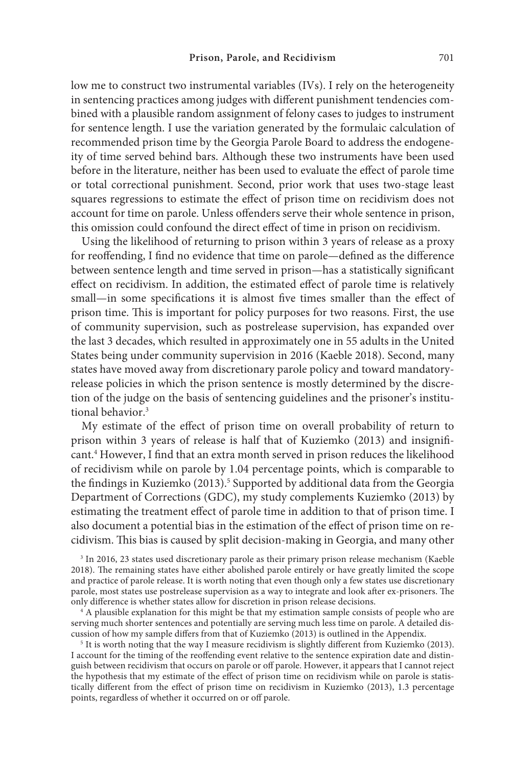low me to construct two instrumental variables (IVs). I rely on the heterogeneity in sentencing practices among judges with different punishment tendencies combined with a plausible random assignment of felony cases to judges to instrument for sentence length. I use the variation generated by the formulaic calculation of recommended prison time by the Georgia Parole Board to address the endogeneity of time served behind bars. Although these two instruments have been used before in the literature, neither has been used to evaluate the effect of parole time or total correctional punishment. Second, prior work that uses two-stage least squares regressions to estimate the effect of prison time on recidivism does not account for time on parole. Unless offenders serve their whole sentence in prison, this omission could confound the direct effect of time in prison on recidivism.

Using the likelihood of returning to prison within 3 years of release as a proxy for reoffending, I find no evidence that time on parole—defined as the difference between sentence length and time served in prison—has a statistically significant effect on recidivism. In addition, the estimated effect of parole time is relatively small—in some specifications it is almost five times smaller than the effect of prison time. This is important for policy purposes for two reasons. First, the use of community supervision, such as postrelease supervision, has expanded over the last 3 decades, which resulted in approximately one in 55 adults in the United States being under community supervision in 2016 (Kaeble 2018). Second, many states have moved away from discretionary parole policy and toward mandatory-release policies in which the prison sentence is mostly determined by the discretion of the judge on the basis of sentencing guidelines and the prisoner's institutional behavior.[3]

My estimate of the effect of prison time on overall probability of return to prison within 3 years of release is half that of Kuziemko (2013) and insignificant.[4] However, I find that an extra month served in prison reduces the likelihood of recidivism while on parole by 1.04 percentage points, which is comparable to the findings in Kuziemko (2013).[5] Supported by additional data from the Georgia Department of Corrections (GDC), my study complements Kuziemko (2013) by estimating the treatment effect of parole time in addition to that of prison time. I also document a potential bias in the estimation of the effect of prison time on recidivism. This bias is caused by split decision-making in Georgia, and many other

[3] In 2016, 23 states used discretionary parole as their primary prison release mechanism (Kaeble 2018). The remaining states have either abolished parole entirely or have greatly limited the scope and practice of parole release. It is worth noting that even though only a few states use discretionary parole, most states use postrelease supervision as a way to integrate and look after ex-prisoners. The only difference is whether states allow for discretion in prison release decisions.

[4] A plausible explanation for this might be that my estimation sample consists of people who are serving much shorter sentences and potentially are serving much less time on parole. A detailed discussion of how my sample differs from that of Kuziemko (2013) is outlined in the Appendix.

[5] It is worth noting that the way I measure recidivism is slightly different from Kuziemko (2013). I account for the timing of the reoffending event relative to the sentence expiration date and distinguish between recidivism that occurs on parole or off parole. However, it appears that I cannot reject the hypothesis that my estimate of the effect of prison time on recidivism while on parole is statistically different from the effect of prison time on recidivism in Kuziemko (2013), 1.3 percentage points, regardless of whether it occurred on or off parole.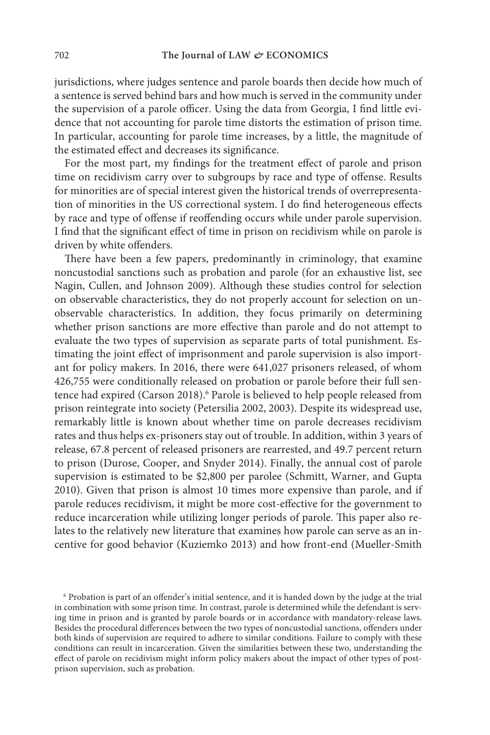jurisdictions, where judges sentence and parole boards then decide how much of a sentence is served behind bars and how much is served in the community under the supervision of a parole officer. Using the data from Georgia, I find little evidence that not accounting for parole time distorts the estimation of prison time. In particular, accounting for parole time increases, by a little, the magnitude of the estimated effect and decreases its significance.

For the most part, my findings for the treatment effect of parole and prison time on recidivism carry over to subgroups by race and type of offense. Results for minorities are of special interest given the historical trends of overrepresentation of minorities in the US correctional system. I do find heterogeneous effects by race and type of offense if reoffending occurs while under parole supervision. I find that the significant effect of time in prison on recidivism while on parole is driven by white offenders.

There have been a few papers, predominantly in criminology, that examine noncustodial sanctions such as probation and parole (for an exhaustive list, see Nagin, Cullen, and Johnson 2009). Although these studies control for selection on observable characteristics, they do not properly account for selection on unobservable characteristics. In addition, they focus primarily on determining whether prison sanctions are more effective than parole and do not attempt to evaluate the two types of supervision as separate parts of total punishment. Estimating the joint effect of imprisonment and parole supervision is also important for policy makers. In 2016, there were 641,027 prisoners released, of whom 426,755 were conditionally released on probation or parole before their full sentence had expired (Carson 2018).[6] Parole is believed to help people released from prison reintegrate into society (Petersilia 2002, 2003). Despite its widespread use, remarkably little is known about whether time on parole decreases recidivism rates and thus helps ex-prisoners stay out of trouble. In addition, within 3 years of release, 67.8 percent of released prisoners are rearrested, and 49.7 percent return to prison (Durose, Cooper, and Snyder 2014). Finally, the annual cost of parole supervision is estimated to be $2,800 per parolee (Schmitt, Warner, and Gupta 2010). Given that prison is almost 10 times more expensive than parole, and if parole reduces recidivism, it might be more cost-effective for the government to reduce incarceration while utilizing longer periods of parole. This paper also relates to the relatively new literature that examines how parole can serve as an incentive for good behavior (Kuziemko 2013) and how front-end (Mueller-Smith

[6] Probation is part of an offender's initial sentence, and it is handed down by the judge at the trial in combination with some prison time. In contrast, parole is determined while the defendant is serving time in prison and is granted by parole boards or in accordance with mandatory-release laws. Besides the procedural differences between the two types of noncustodial sanctions, offenders under both kinds of supervision are required to adhere to similar conditions. Failure to comply with these conditions can result in incarceration. Given the similarities between these two, understanding the effect of parole on recidivism might inform policy makers about the impact of other types of post-prison supervision, such as probation.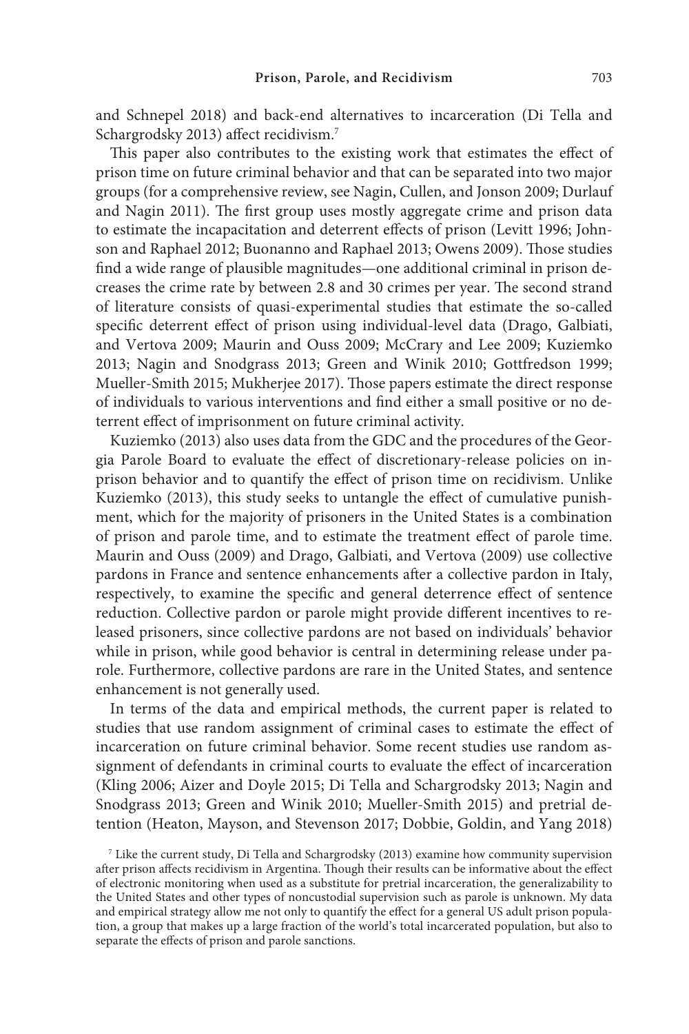and Schnepel 2018) and back-end alternatives to incarceration (Di Tella and Schargrodsky 2013) affect recidivism.[7]

This paper also contributes to the existing work that estimates the effect of prison time on future criminal behavior and that can be separated into two major groups (for a comprehensive review, see Nagin, Cullen, and Jonson 2009; Durlauf and Nagin 2011). The first group uses mostly aggregate crime and prison data to estimate the incapacitation and deterrent effects of prison (Levitt 1996; Johnson and Raphael 2012; Buonanno and Raphael 2013; Owens 2009). Those studies find a wide range of plausible magnitudes—one additional criminal in prison decreases the crime rate by between 2.8 and 30 crimes per year. The second strand of literature consists of quasi-experimental studies that estimate the so-called specific deterrent effect of prison using individual-level data (Drago, Galbiati, and Vertova 2009; Maurin and Ouss 2009; McCrary and Lee 2009; Kuziemko 2013; Nagin and Snodgrass 2013; Green and Winik 2010; Gottfredson 1999; Mueller-Smith 2015; Mukherjee 2017). Those papers estimate the direct response of individuals to various interventions and find either a small positive or no deterrent effect of imprisonment on future criminal activity.

Kuziemko (2013) also uses data from the GDC and the procedures of the Georgia Parole Board to evaluate the effect of discretionary-release policies on in-prison behavior and to quantify the effect of prison time on recidivism. Unlike Kuziemko (2013), this study seeks to untangle the effect of cumulative punishment, which for the majority of prisoners in the United States is a combination of prison and parole time, and to estimate the treatment effect of parole time. Maurin and Ouss (2009) and Drago, Galbiati, and Vertova (2009) use collective pardons in France and sentence enhancements after a collective pardon in Italy, respectively, to examine the specific and general deterrence effect of sentence reduction. Collective pardon or parole might provide different incentives to released prisoners, since collective pardons are not based on individuals' behavior while in prison, while good behavior is central in determining release under parole. Furthermore, collective pardons are rare in the United States, and sentence enhancement is not generally used.

In terms of the data and empirical methods, the current paper is related to studies that use random assignment of criminal cases to estimate the effect of incarceration on future criminal behavior. Some recent studies use random assignment of defendants in criminal courts to evaluate the effect of incarceration (Kling 2006; Aizer and Doyle 2015; Di Tella and Schargrodsky 2013; Nagin and Snodgrass 2013; Green and Winik 2010; Mueller-Smith 2015) and pretrial detention (Heaton, Mayson, and Stevenson 2017; Dobbie, Goldin, and Yang 2018)

[7] Like the current study, Di Tella and Schargrodsky (2013) examine how community supervision after prison affects recidivism in Argentina. Though their results can be informative about the effect of electronic monitoring when used as a substitute for pretrial incarceration, the generalizability to the United States and other types of noncustodial supervision such as parole is unknown. My data and empirical strategy allow me not only to quantify the effect for a general US adult prison population, a group that makes up a large fraction of the world's total incarcerated population, but also to separate the effects of prison and parole sanctions.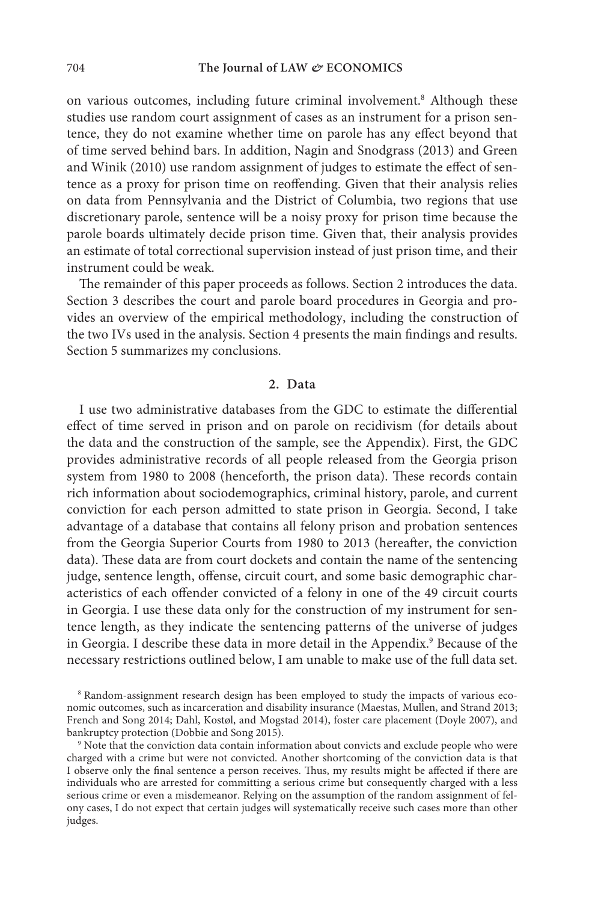on various outcomes, including future criminal involvement.[8] Although these studies use random court assignment of cases as an instrument for a prison sentence, they do not examine whether time on parole has any effect beyond that of time served behind bars. In addition, Nagin and Snodgrass (2013) and Green and Winik (2010) use random assignment of judges to estimate the effect of sentence as a proxy for prison time on reoffending. Given that their analysis relies on data from Pennsylvania and the District of Columbia, two regions that use discretionary parole, sentence will be a noisy proxy for prison time because the parole boards ultimately decide prison time. Given that, their analysis provides an estimate of total correctional supervision instead of just prison time, and their instrument could be weak.

The remainder of this paper proceeds as follows. Section 2 introduces the data. Section 3 describes the court and parole board procedures in Georgia and provides an overview of the empirical methodology, including the construction of the two IVs used in the analysis. Section 4 presents the main findings and results. Section 5 summarizes my conclusions.

## 2. Data

I use two administrative databases from the GDC to estimate the differential effect of time served in prison and on parole on recidivism (for details about the data and the construction of the sample, see the Appendix). First, the GDC provides administrative records of all people released from the Georgia prison system from 1980 to 2008 (henceforth, the prison data). These records contain rich information about sociodemographics, criminal history, parole, and current conviction for each person admitted to state prison in Georgia. Second, I take advantage of a database that contains all felony prison and probation sentences from the Georgia Superior Courts from 1980 to 2013 (hereafter, the conviction data). These data are from court dockets and contain the name of the sentencing judge, sentence length, offense, circuit court, and some basic demographic characteristics of each offender convicted of a felony in one of the 49 circuit courts in Georgia. I use these data only for the construction of my instrument for sentence length, as they indicate the sentencing patterns of the universe of judges in Georgia. I describe these data in more detail in the Appendix.[9] Because of the necessary restrictions outlined below, I am unable to make use of the full data set.

[8] Random-assignment research design has been employed to study the impacts of various economic outcomes, such as incarceration and disability insurance (Maestas, Mullen, and Strand 2013; French and Song 2014; Dahl, Kostøl, and Mogstad 2014), foster care placement (Doyle 2007), and bankruptcy protection (Dobbie and Song 2015).

[9] Note that the conviction data contain information about convicts and exclude people who were charged with a crime but were not convicted. Another shortcoming of the conviction data is that I observe only the final sentence a person receives. Thus, my results might be affected if there are individuals who are arrested for committing a serious crime but consequently charged with a less serious crime or even a misdemeanor. Relying on the assumption of the random assignment of felony cases, I do not expect that certain judges will systematically receive such cases more than other judges.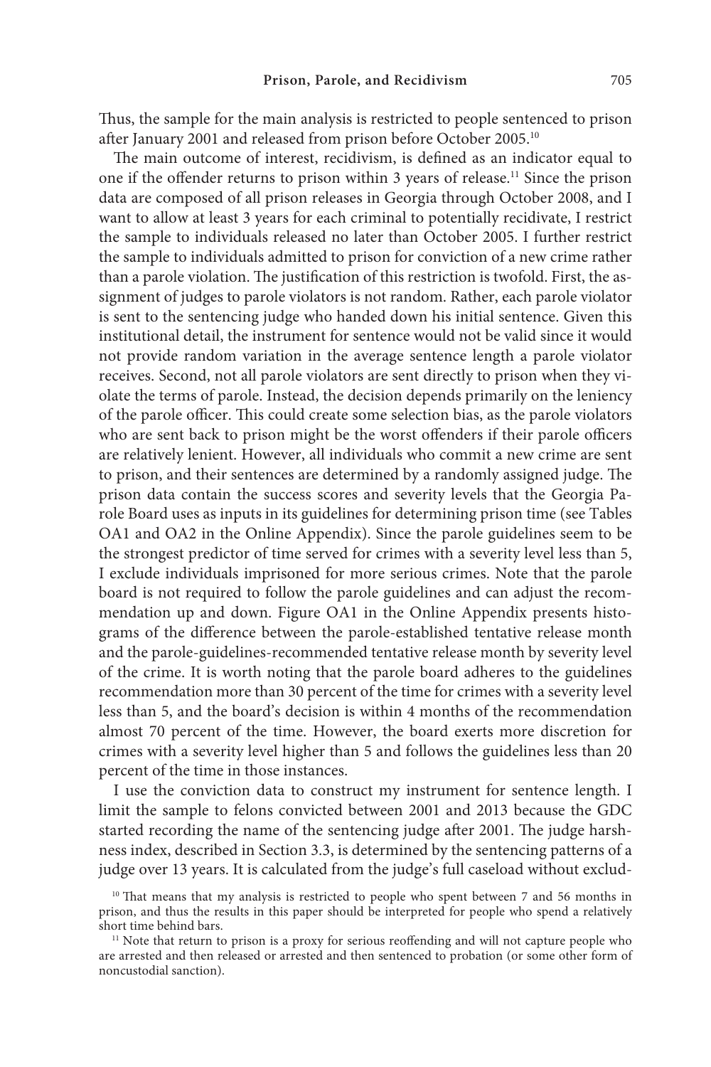Thus, the sample for the main analysis is restricted to people sentenced to prison after January 2001 and released from prison before October 2005.[10]

The main outcome of interest, recidivism, is defined as an indicator equal to one if the offender returns to prison within 3 years of release.[11] Since the prison data are composed of all prison releases in Georgia through October 2008, and I want to allow at least 3 years for each criminal to potentially recidivate, I restrict the sample to individuals released no later than October 2005. I further restrict the sample to individuals admitted to prison for conviction of a new crime rather than a parole violation. The justification of this restriction is twofold. First, the assignment of judges to parole violators is not random. Rather, each parole violator is sent to the sentencing judge who handed down his initial sentence. Given this institutional detail, the instrument for sentence would not be valid since it would not provide random variation in the average sentence length a parole violator receives. Second, not all parole violators are sent directly to prison when they violate the terms of parole. Instead, the decision depends primarily on the leniency of the parole officer. This could create some selection bias, as the parole violators who are sent back to prison might be the worst offenders if their parole officers are relatively lenient. However, all individuals who commit a new crime are sent to prison, and their sentences are determined by a randomly assigned judge. The prison data contain the success scores and severity levels that the Georgia Parole Board uses as inputs in its guidelines for determining prison time (see Tables OA1 and OA2 in the Online Appendix). Since the parole guidelines seem to be the strongest predictor of time served for crimes with a severity level less than 5, I exclude individuals imprisoned for more serious crimes. Note that the parole board is not required to follow the parole guidelines and can adjust the recommendation up and down. Figure OA1 in the Online Appendix presents histograms of the difference between the parole-established tentative release month and the parole-guidelines-recommended tentative release month by severity level of the crime. It is worth noting that the parole board adheres to the guidelines recommendation more than 30 percent of the time for crimes with a severity level less than 5, and the board's decision is within 4 months of the recommendation almost 70 percent of the time. However, the board exerts more discretion for crimes with a severity level higher than 5 and follows the guidelines less than 20 percent of the time in those instances.

I use the conviction data to construct my instrument for sentence length. I limit the sample to felons convicted between 2001 and 2013 because the GDC started recording the name of the sentencing judge after 2001. The judge harshness index, described in Section 3.3, is determined by the sentencing patterns of a judge over 13 years. It is calculated from the judge's full caseload without exclud-

[10] That means that my analysis is restricted to people who spent between 7 and 56 months in prison, and thus the results in this paper should be interpreted for people who spend a relatively short time behind bars.

[11] Note that return to prison is a proxy for serious reoffending and will not capture people who are arrested and then released or arrested and then sentenced to probation (or some other form of noncustodial sanction).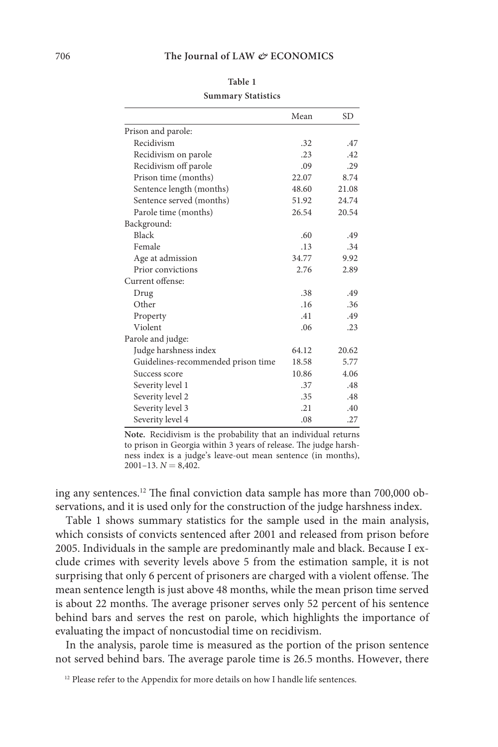**Table 1**

**Summary Statistics**

| | Mean | SD |
|---|---|---|
| Prison and parole: | | |
| Recidivism | .32 | .47 |
| Recidivism on parole | .23 | .42 |
| Recidivism off parole | .09 | .29 |
| Prison time (months) | 22.07 | 8.74 |
| Sentence length (months) | 48.60 | 21.08 |
| Sentence served (months) | 51.92 | 24.74 |
| Parole time (months) | 26.54 | 20.54 |
| Background: | | |
| Black | .60 | .49 |
| Female | .13 | .34 |
| Age at admission | 34.77 | 9.92 |
| Prior convictions | 2.76 | 2.89 |
| Current offense: | | |
| Drug | .38 | .49 |
| Other | .16 | .36 |
| Property | .41 | .49 |
| Violent | .06 | .23 |
| Parole and judge: | | |
| Judge harshness index | 64.12 | 20.62 |
| Guidelines-recommended prison time | 18.58 | 5.77 |
| Success score | 10.86 | 4.06 |
| Severity level 1 | .37 | .48 |
| Severity level 2 | .35 | .48 |
| Severity level 3 | .21 | .40 |
| Severity level 4 | .08 | .27 |

**Note.** Recidivism is the probability that an individual returns to prison in Georgia within 3 years of release. The judge harshness index is a judge's leave-out mean sentence (in months), 2001–13. $N = 8{,}402$.

ing any sentences.[12] The final conviction data sample has more than 700,000 observations, and it is used only for the construction of the judge harshness index.

Table 1 shows summary statistics for the sample used in the main analysis, which consists of convicts sentenced after 2001 and released from prison before 2005. Individuals in the sample are predominantly male and black. Because I exclude crimes with severity levels above 5 from the estimation sample, it is not surprising that only 6 percent of prisoners are charged with a violent offense. The mean sentence length is just above 48 months, while the mean prison time served is about 22 months. The average prisoner serves only 52 percent of his sentence behind bars and serves the rest on parole, which highlights the importance of evaluating the impact of noncustodial time on recidivism.

In the analysis, parole time is measured as the portion of the prison sentence not served behind bars. The average parole time is 26.5 months. However, there

[12] Please refer to the Appendix for more details on how I handle life sentences.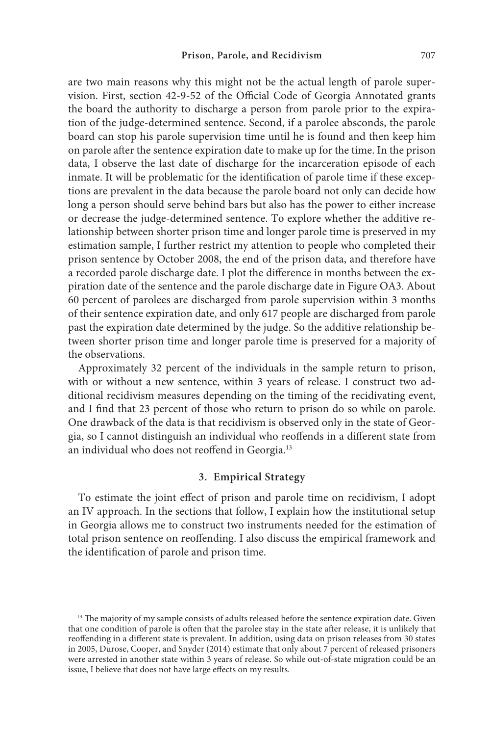are two main reasons why this might not be the actual length of parole supervision. First, section 42-9-52 of the Official Code of Georgia Annotated grants the board the authority to discharge a person from parole prior to the expiration of the judge-determined sentence. Second, if a parolee absconds, the parole board can stop his parole supervision time until he is found and then keep him on parole after the sentence expiration date to make up for the time. In the prison data, I observe the last date of discharge for the incarceration episode of each inmate. It will be problematic for the identification of parole time if these exceptions are prevalent in the data because the parole board not only can decide how long a person should serve behind bars but also has the power to either increase or decrease the judge-determined sentence. To explore whether the additive relationship between shorter prison time and longer parole time is preserved in my estimation sample, I further restrict my attention to people who completed their prison sentence by October 2008, the end of the prison data, and therefore have a recorded parole discharge date. I plot the difference in months between the expiration date of the sentence and the parole discharge date in Figure OA3. About 60 percent of parolees are discharged from parole supervision within 3 months of their sentence expiration date, and only 617 people are discharged from parole past the expiration date determined by the judge. So the additive relationship between shorter prison time and longer parole time is preserved for a majority of the observations.

Approximately 32 percent of the individuals in the sample return to prison, with or without a new sentence, within 3 years of release. I construct two additional recidivism measures depending on the timing of the recidivating event, and I find that 23 percent of those who return to prison do so while on parole. One drawback of the data is that recidivism is observed only in the state of Georgia, so I cannot distinguish an individual who reoffends in a different state from an individual who does not reoffend in Georgia.[13]

## 3. Empirical Strategy

To estimate the joint effect of prison and parole time on recidivism, I adopt an IV approach. In the sections that follow, I explain how the institutional setup in Georgia allows me to construct two instruments needed for the estimation of total prison sentence on reoffending. I also discuss the empirical framework and the identification of parole and prison time.

[13] The majority of my sample consists of adults released before the sentence expiration date. Given that one condition of parole is often that the parolee stay in the state after release, it is unlikely that reoffending in a different state is prevalent. In addition, using data on prison releases from 30 states in 2005, Durose, Cooper, and Snyder (2014) estimate that only about 7 percent of released prisoners were arrested in another state within 3 years of release. So while out-of-state migration could be an issue, I believe that does not have large effects on my results.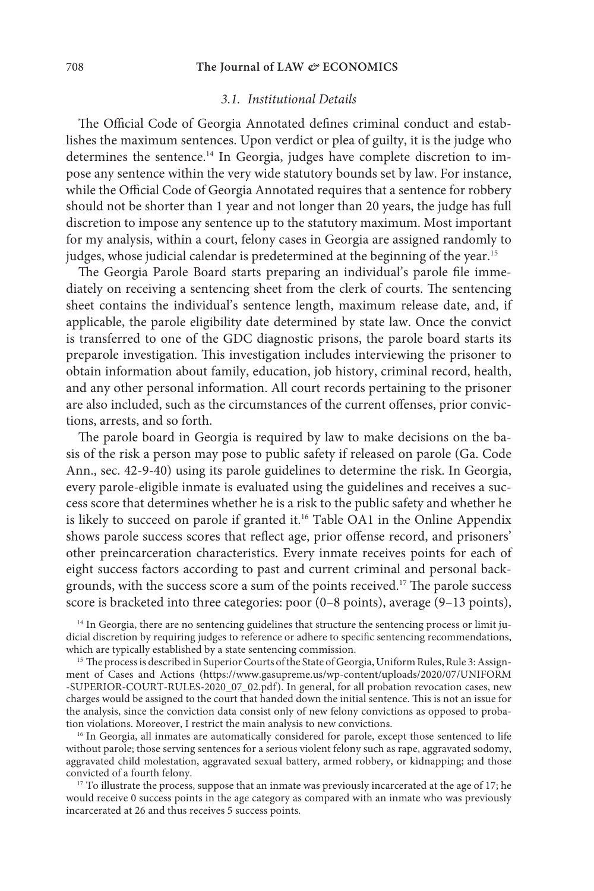### *3.1. Institutional Details*

The Official Code of Georgia Annotated defines criminal conduct and establishes the maximum sentences. Upon verdict or plea of guilty, it is the judge who determines the sentence.[14] In Georgia, judges have complete discretion to impose any sentence within the very wide statutory bounds set by law. For instance, while the Official Code of Georgia Annotated requires that a sentence for robbery should not be shorter than 1 year and not longer than 20 years, the judge has full discretion to impose any sentence up to the statutory maximum. Most important for my analysis, within a court, felony cases in Georgia are assigned randomly to judges, whose judicial calendar is predetermined at the beginning of the year.[15]

The Georgia Parole Board starts preparing an individual's parole file immediately on receiving a sentencing sheet from the clerk of courts. The sentencing sheet contains the individual's sentence length, maximum release date, and, if applicable, the parole eligibility date determined by state law. Once the convict is transferred to one of the GDC diagnostic prisons, the parole board starts its preparole investigation. This investigation includes interviewing the prisoner to obtain information about family, education, job history, criminal record, health, and any other personal information. All court records pertaining to the prisoner are also included, such as the circumstances of the current offenses, prior convictions, arrests, and so forth.

The parole board in Georgia is required by law to make decisions on the basis of the risk a person may pose to public safety if released on parole (Ga. Code Ann., sec. 42-9-40) using its parole guidelines to determine the risk. In Georgia, every parole-eligible inmate is evaluated using the guidelines and receives a success score that determines whether he is a risk to the public safety and whether he is likely to succeed on parole if granted it.[16] Table OA1 in the Online Appendix shows parole success scores that reflect age, prior offense record, and prisoners' other preincarceration characteristics. Every inmate receives points for each of eight success factors according to past and current criminal and personal backgrounds, with the success score a sum of the points received.[17] The parole success score is bracketed into three categories: poor (0–8 points), average (9–13 points),

[14] In Georgia, there are no sentencing guidelines that structure the sentencing process or limit judicial discretion by requiring judges to reference or adhere to specific sentencing recommendations, which are typically established by a state sentencing commission.

[15] The process is described in Superior Courts of the State of Georgia, Uniform Rules, Rule 3: Assignment of Cases and Actions (https://www.gasupreme.us/wp-content/uploads/2020/07/UNIFORM-SUPERIOR-COURT-RULES-2020_07_02.pdf). In general, for all probation revocation cases, new charges would be assigned to the court that handed down the initial sentence. This is not an issue for the analysis, since the conviction data consist only of new felony convictions as opposed to probation violations. Moreover, I restrict the main analysis to new convictions.

[16] In Georgia, all inmates are automatically considered for parole, except those sentenced to life without parole; those serving sentences for a serious violent felony such as rape, aggravated sodomy, aggravated child molestation, aggravated sexual battery, armed robbery, or kidnapping; and those convicted of a fourth felony.

[17] To illustrate the process, suppose that an inmate was previously incarcerated at the age of 17; he would receive 0 success points in the age category as compared with an inmate who was previously incarcerated at 26 and thus receives 5 success points.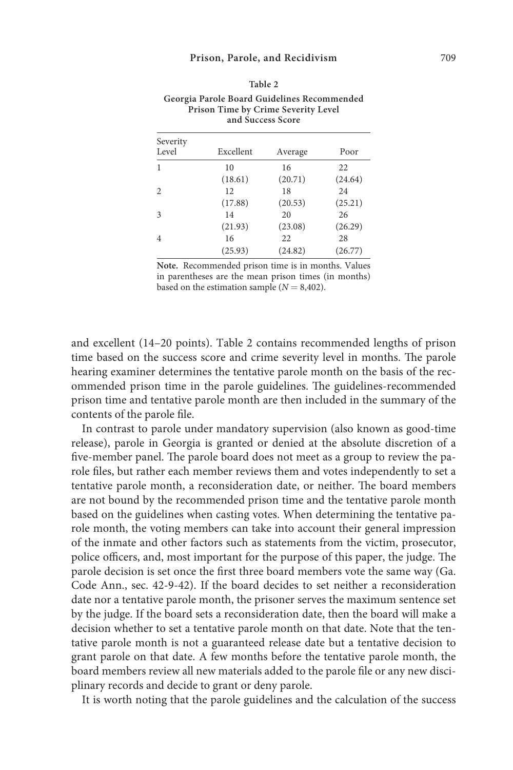**Table 2**

**Georgia Parole Board Guidelines Recommended Prison Time by Crime Severity Level and Success Score**

| Severity Level | Excellent | Average | Poor |
|---|---|---|---|
| 1 | 10 | 16 | 22 |
| | (18.61) | (20.71) | (24.64) |
| 2 | 12 | 18 | 24 |
| | (17.88) | (20.53) | (25.21) |
| 3 | 14 | 20 | 26 |
| | (21.93) | (23.08) | (26.29) |
| 4 | 16 | 22 | 28 |
| | (25.93) | (24.82) | (26.77) |

**Note.** Recommended prison time is in months. Values in parentheses are the mean prison times (in months) based on the estimation sample ($N = 8{,}402$).

and excellent (14–20 points). Table 2 contains recommended lengths of prison time based on the success score and crime severity level in months. The parole hearing examiner determines the tentative parole month on the basis of the recommended prison time in the parole guidelines. The guidelines-recommended prison time and tentative parole month are then included in the summary of the contents of the parole file.

In contrast to parole under mandatory supervision (also known as good-time release), parole in Georgia is granted or denied at the absolute discretion of a five-member panel. The parole board does not meet as a group to review the parole files, but rather each member reviews them and votes independently to set a tentative parole month, a reconsideration date, or neither. The board members are not bound by the recommended prison time and the tentative parole month based on the guidelines when casting votes. When determining the tentative parole month, the voting members can take into account their general impression of the inmate and other factors such as statements from the victim, prosecutor, police officers, and, most important for the purpose of this paper, the judge. The parole decision is set once the first three board members vote the same way (Ga. Code Ann., sec. 42-9-42). If the board decides to set neither a reconsideration date nor a tentative parole month, the prisoner serves the maximum sentence set by the judge. If the board sets a reconsideration date, then the board will make a decision whether to set a tentative parole month on that date. Note that the tentative parole month is not a guaranteed release date but a tentative decision to grant parole on that date. A few months before the tentative parole month, the board members review all new materials added to the parole file or any new disciplinary records and decide to grant or deny parole.

It is worth noting that the parole guidelines and the calculation of the success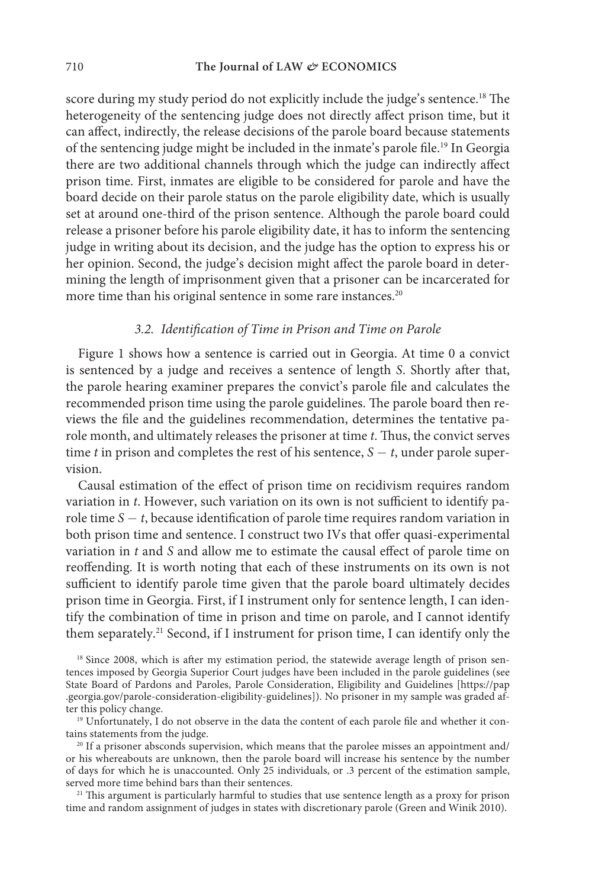score during my study period do not explicitly include the judge's sentence.[18] The heterogeneity of the sentencing judge does not directly affect prison time, but it can affect, indirectly, the release decisions of the parole board because statements of the sentencing judge might be included in the inmate's parole file.[19] In Georgia there are two additional channels through which the judge can indirectly affect prison time. First, inmates are eligible to be considered for parole and have the board decide on their parole status on the parole eligibility date, which is usually set at around one-third of the prison sentence. Although the parole board could release a prisoner before his parole eligibility date, it has to inform the sentencing judge in writing about its decision, and the judge has the option to express his or her opinion. Second, the judge's decision might affect the parole board in determining the length of imprisonment given that a prisoner can be incarcerated for more time than his original sentence in some rare instances.[20]

### *3.2. Identification of Time in Prison and Time on Parole*

Figure 1 shows how a sentence is carried out in Georgia. At time 0 a convict is sentenced by a judge and receives a sentence of length $S$. Shortly after that, the parole hearing examiner prepares the convict's parole file and calculates the recommended prison time using the parole guidelines. The parole board then reviews the file and the guidelines recommendation, determines the tentative parole month, and ultimately releases the prisoner at time $t$. Thus, the convict serves time $t$ in prison and completes the rest of his sentence, $S - t$, under parole supervision.

Causal estimation of the effect of prison time on recidivism requires random variation in $t$. However, such variation on its own is not sufficient to identify parole time $S - t$, because identification of parole time requires random variation in both prison time and sentence. I construct two IVs that offer quasi-experimental variation in $t$ and $S$ and allow me to estimate the causal effect of parole time on reoffending. It is worth noting that each of these instruments on its own is not sufficient to identify parole time given that the parole board ultimately decides prison time in Georgia. First, if I instrument only for sentence length, I can identify the combination of time in prison and time on parole, and I cannot identify them separately.[21] Second, if I instrument for prison time, I can identify only the

[18] Since 2008, which is after my estimation period, the statewide average length of prison sentences imposed by Georgia Superior Court judges have been included in the parole guidelines (see State Board of Pardons and Paroles, Parole Consideration, Eligibility and Guidelines [https://pap.georgia.gov/parole-consideration-eligibility-guidelines]). No prisoner in my sample was graded after this policy change.

[19] Unfortunately, I do not observe in the data the content of each parole file and whether it contains statements from the judge.

[20] If a prisoner absconds supervision, which means that the parolee misses an appointment and/or his whereabouts are unknown, then the parole board will increase his sentence by the number of days for which he is unaccounted. Only 25 individuals, or .3 percent of the estimation sample, served more time behind bars than their sentences.

[21] This argument is particularly harmful to studies that use sentence length as a proxy for prison time and random assignment of judges in states with discretionary parole (Green and Winik 2010).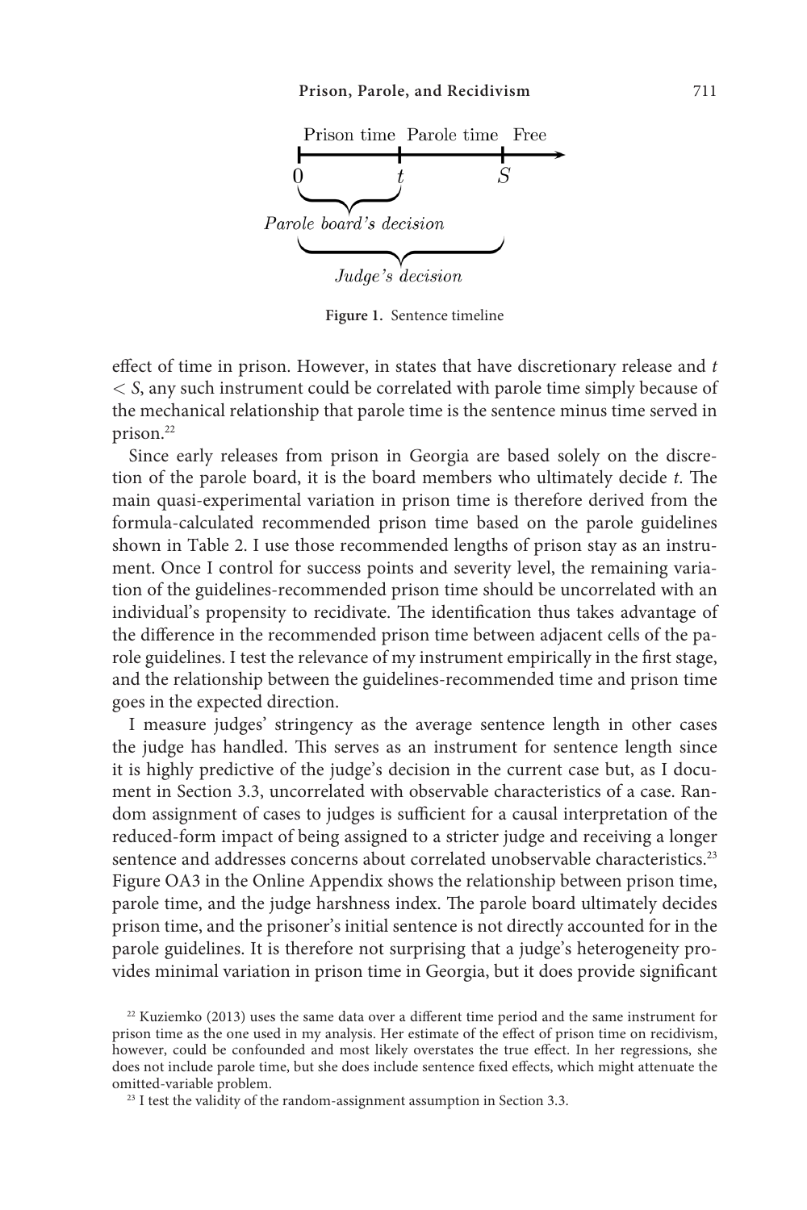Prison time Parole time Free

0 $t$ $S$

*Parole board's decision*

*Judge's decision*

**Figure 1.** Sentence timeline

effect of time in prison. However, in states that have discretionary release and $t < S$, any such instrument could be correlated with parole time simply because of the mechanical relationship that parole time is the sentence minus time served in prison.[22]

Since early releases from prison in Georgia are based solely on the discretion of the parole board, it is the board members who ultimately decide $t$. The main quasi-experimental variation in prison time is therefore derived from the formula-calculated recommended prison time based on the parole guidelines shown in Table 2. I use those recommended lengths of prison stay as an instrument. Once I control for success points and severity level, the remaining variation of the guidelines-recommended prison time should be uncorrelated with an individual's propensity to recidivate. The identification thus takes advantage of the difference in the recommended prison time between adjacent cells of the parole guidelines. I test the relevance of my instrument empirically in the first stage, and the relationship between the guidelines-recommended time and prison time goes in the expected direction.

I measure judges' stringency as the average sentence length in other cases the judge has handled. This serves as an instrument for sentence length since it is highly predictive of the judge's decision in the current case but, as I document in Section 3.3, uncorrelated with observable characteristics of a case. Random assignment of cases to judges is sufficient for a causal interpretation of the reduced-form impact of being assigned to a stricter judge and receiving a longer sentence and addresses concerns about correlated unobservable characteristics.[23] Figure OA3 in the Online Appendix shows the relationship between prison time, parole time, and the judge harshness index. The parole board ultimately decides prison time, and the prisoner's initial sentence is not directly accounted for in the parole guidelines. It is therefore not surprising that a judge's heterogeneity provides minimal variation in prison time in Georgia, but it does provide significant

[22] Kuziemko (2013) uses the same data over a different time period and the same instrument for prison time as the one used in my analysis. Her estimate of the effect of prison time on recidivism, however, could be confounded and most likely overstates the true effect. In her regressions, she does not include parole time, but she does include sentence fixed effects, which might attenuate the omitted-variable problem.

[23] I test the validity of the random-assignment assumption in Section 3.3.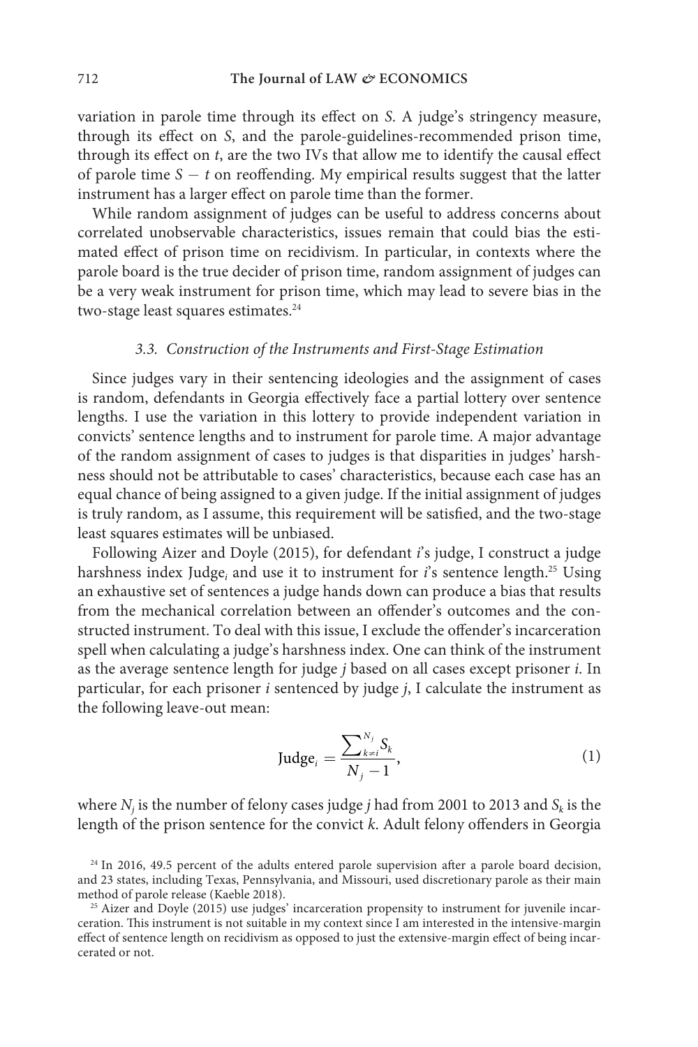variation in parole time through its effect on $S$. A judge's stringency measure, through its effect on $S$, and the parole-guidelines-recommended prison time, through its effect on $t$, are the two IVs that allow me to identify the causal effect of parole time $S - t$ on reoffending. My empirical results suggest that the latter instrument has a larger effect on parole time than the former.

While random assignment of judges can be useful to address concerns about correlated unobservable characteristics, issues remain that could bias the estimated effect of prison time on recidivism. In particular, in contexts where the parole board is the true decider of prison time, random assignment of judges can be a very weak instrument for prison time, which may lead to severe bias in the two-stage least squares estimates.[24]

### *3.3. Construction of the Instruments and First-Stage Estimation*

Since judges vary in their sentencing ideologies and the assignment of cases is random, defendants in Georgia effectively face a partial lottery over sentence lengths. I use the variation in this lottery to provide independent variation in convicts' sentence lengths and to instrument for parole time. A major advantage of the random assignment of cases to judges is that disparities in judges' harshness should not be attributable to cases' characteristics, because each case has an equal chance of being assigned to a given judge. If the initial assignment of judges is truly random, as I assume, this requirement will be satisfied, and the two-stage least squares estimates will be unbiased.

Following Aizer and Doyle (2015), for defendant $i$'s judge, I construct a judge harshness index $\text{Judge}_i$ and use it to instrument for $i$'s sentence length.[25] Using an exhaustive set of sentences a judge hands down can produce a bias that results from the mechanical correlation between an offender's outcomes and the constructed instrument. To deal with this issue, I exclude the offender's incarceration spell when calculating a judge's harshness index. One can think of the instrument as the average sentence length for judge $j$ based on all cases except prisoner $i$. In particular, for each prisoner $i$ sentenced by judge $j$, I calculate the instrument as the following leave-out mean:

$$\text{Judge}_i = \frac{\sum_{k \neq i}^{N_j} S_k}{N_j - 1}, \tag{1}$$

where $N_j$ is the number of felony cases judge $j$ had from 2001 to 2013 and $S_k$ is the length of the prison sentence for the convict $k$. Adult felony offenders in Georgia

[24] In 2016, 49.5 percent of the adults entered parole supervision after a parole board decision, and 23 states, including Texas, Pennsylvania, and Missouri, used discretionary parole as their main method of parole release (Kaeble 2018).

[25] Aizer and Doyle (2015) use judges' incarceration propensity to instrument for juvenile incarceration. This instrument is not suitable in my context since I am interested in the intensive-margin effect of sentence length on recidivism as opposed to just the extensive-margin effect of being incarcerated or not.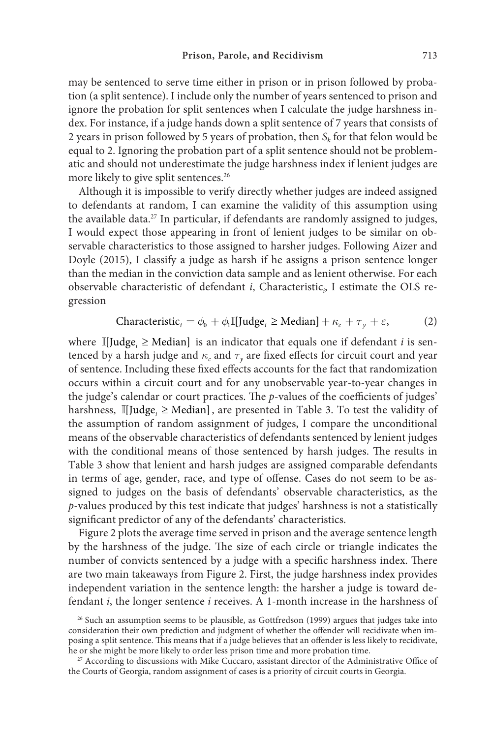may be sentenced to serve time either in prison or in prison followed by probation (a split sentence). I include only the number of years sentenced to prison and ignore the probation for split sentences when I calculate the judge harshness index. For instance, if a judge hands down a split sentence of 7 years that consists of 2 years in prison followed by 5 years of probation, then $S_k$ for that felon would be equal to 2. Ignoring the probation part of a split sentence should not be problematic and should not underestimate the judge harshness index if lenient judges are more likely to give split sentences.[26]

Although it is impossible to verify directly whether judges are indeed assigned to defendants at random, I can examine the validity of this assumption using the available data.[27] In particular, if defendants are randomly assigned to judges, I would expect those appearing in front of lenient judges to be similar on observable characteristics to those assigned to harsher judges. Following Aizer and Doyle (2015), I classify a judge as harsh if he assigns a prison sentence longer than the median in the conviction data sample and as lenient otherwise. For each observable characteristic of defendant *i*, Characteristic$_i$, I estimate the OLS regression

$$\text{Characteristic}_i = \phi_0 + \phi_1 \mathbb{I}[\text{Judge}_i \geq \text{Median}] + \kappa_c + \tau_y + \varepsilon, \tag{2}$$

where $\mathbb{I}[\text{Judge}_i \geq \text{Median}]$ is an indicator that equals one if defendant *i* is sentenced by a harsh judge and $\kappa_c$ and $\tau_y$ are fixed effects for circuit court and year of sentence. Including these fixed effects accounts for the fact that randomization occurs within a circuit court and for any unobservable year-to-year changes in the judge's calendar or court practices. The *p*-values of the coefficients of judges' harshness, $\mathbb{I}[\text{Judge}_i \geq \text{Median}]$, are presented in Table 3. To test the validity of the assumption of random assignment of judges, I compare the unconditional means of the observable characteristics of defendants sentenced by lenient judges with the conditional means of those sentenced by harsh judges. The results in Table 3 show that lenient and harsh judges are assigned comparable defendants in terms of age, gender, race, and type of offense. Cases do not seem to be assigned to judges on the basis of defendants' observable characteristics, as the *p*-values produced by this test indicate that judges' harshness is not a statistically significant predictor of any of the defendants' characteristics.

Figure 2 plots the average time served in prison and the average sentence length by the harshness of the judge. The size of each circle or triangle indicates the number of convicts sentenced by a judge with a specific harshness index. There are two main takeaways from Figure 2. First, the judge harshness index provides independent variation in the sentence length: the harsher a judge is toward defendant *i*, the longer sentence *i* receives. A 1-month increase in the harshness of

[26] Such an assumption seems to be plausible, as Gottfredson (1999) argues that judges take into consideration their own prediction and judgment of whether the offender will recidivate when imposing a split sentence. This means that if a judge believes that an offender is less likely to recidivate, he or she might be more likely to order less prison time and more probation time.

[27] According to discussions with Mike Cuccaro, assistant director of the Administrative Office of the Courts of Georgia, random assignment of cases is a priority of circuit courts in Georgia.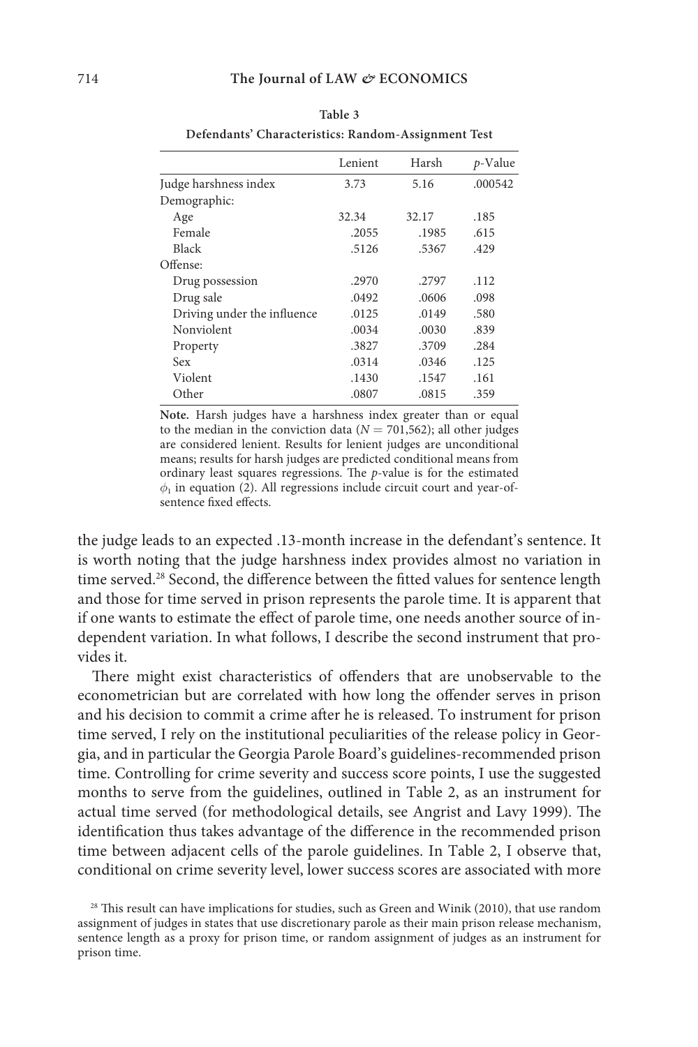**Table 3**

**Defendants' Characteristics: Random-Assignment Test**

| | Lenient | Harsh | *p*-Value |
|---|---|---|---|
| Judge harshness index | 3.73 | 5.16 | .000542 |
| Demographic: | | | |
| Age | 32.34 | 32.17 | .185 |
| Female | .2055 | .1985 | .615 |
| Black | .5126 | .5367 | .429 |
| Offense: | | | |
| Drug possession | .2970 | .2797 | .112 |
| Drug sale | .0492 | .0606 | .098 |
| Driving under the influence | .0125 | .0149 | .580 |
| Nonviolent | .0034 | .0030 | .839 |
| Property | .3827 | .3709 | .284 |
| Sex | .0314 | .0346 | .125 |
| Violent | .1430 | .1547 | .161 |
| Other | .0807 | .0815 | .359 |

**Note.** Harsh judges have a harshness index greater than or equal to the median in the conviction data ($N = 701{,}562$); all other judges are considered lenient. Results for lenient judges are unconditional means; results for harsh judges are predicted conditional means from ordinary least squares regressions. The *p*-value is for the estimated $\phi_1$ in equation (2). All regressions include circuit court and year-of-sentence fixed effects.

the judge leads to an expected .13-month increase in the defendant's sentence. It is worth noting that the judge harshness index provides almost no variation in time served.[28] Second, the difference between the fitted values for sentence length and those for time served in prison represents the parole time. It is apparent that if one wants to estimate the effect of parole time, one needs another source of independent variation. In what follows, I describe the second instrument that provides it.

There might exist characteristics of offenders that are unobservable to the econometrician but are correlated with how long the offender serves in prison and his decision to commit a crime after he is released. To instrument for prison time served, I rely on the institutional peculiarities of the release policy in Georgia, and in particular the Georgia Parole Board's guidelines-recommended prison time. Controlling for crime severity and success score points, I use the suggested months to serve from the guidelines, outlined in Table 2, as an instrument for actual time served (for methodological details, see Angrist and Lavy 1999). The identification thus takes advantage of the difference in the recommended prison time between adjacent cells of the parole guidelines. In Table 2, I observe that, conditional on crime severity level, lower success scores are associated with more

[28] This result can have implications for studies, such as Green and Winik (2010), that use random assignment of judges in states that use discretionary parole as their main prison release mechanism, sentence length as a proxy for prison time, or random assignment of judges as an instrument for prison time.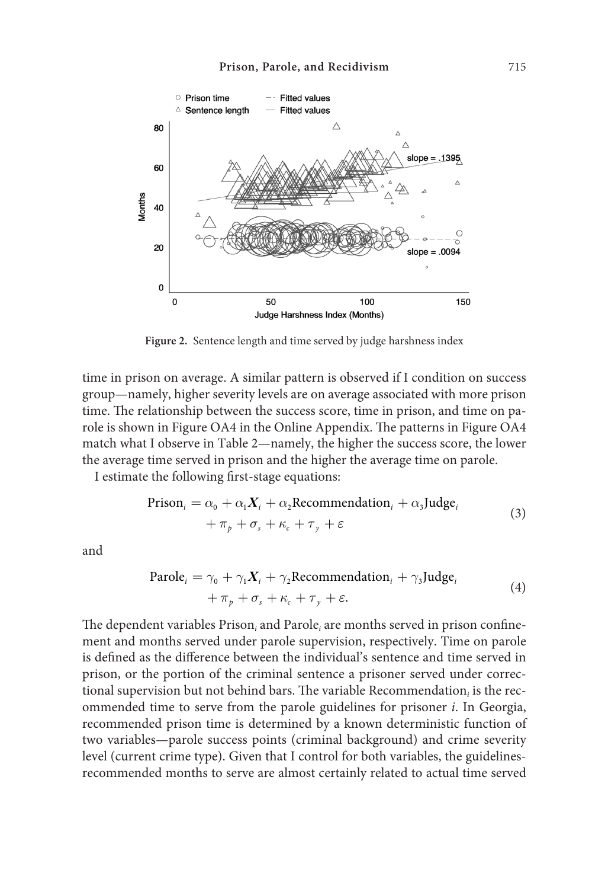**Figure 2.** Sentence length and time served by judge harshness index

time in prison on average. A similar pattern is observed if I condition on success group—namely, higher severity levels are on average associated with more prison time. The relationship between the success score, time in prison, and time on parole is shown in Figure OA4 in the Online Appendix. The patterns in Figure OA4 match what I observe in Table 2—namely, the higher the success score, the lower the average time served in prison and the higher the average time on parole.

I estimate the following first-stage equations:

$$\text{Prison}_i = \alpha_0 + \alpha_1 \boldsymbol{X}_i + \alpha_2 \text{Recommendation}_i + \alpha_3 \text{Judge}_i + \pi_p + \sigma_s + \kappa_c + \tau_y + \varepsilon \tag{3}$$

and

$$\text{Parole}_i = \gamma_0 + \gamma_1 \boldsymbol{X}_i + \gamma_2 \text{Recommendation}_i + \gamma_3 \text{Judge}_i + \pi_p + \sigma_s + \kappa_c + \tau_y + \varepsilon. \tag{4}$$

The dependent variables $\text{Prison}_i$ and $\text{Parole}_i$ are months served in prison confinement and months served under parole supervision, respectively. Time on parole is defined as the difference between the individual's sentence and time served in prison, or the portion of the criminal sentence a prisoner served under correctional supervision but not behind bars. The variable $\text{Recommendation}_i$ is the recommended time to serve from the parole guidelines for prisoner *i*. In Georgia, recommended prison time is determined by a known deterministic function of two variables—parole success points (criminal background) and crime severity level (current crime type). Given that I control for both variables, the guidelines-recommended months to serve are almost certainly related to actual time served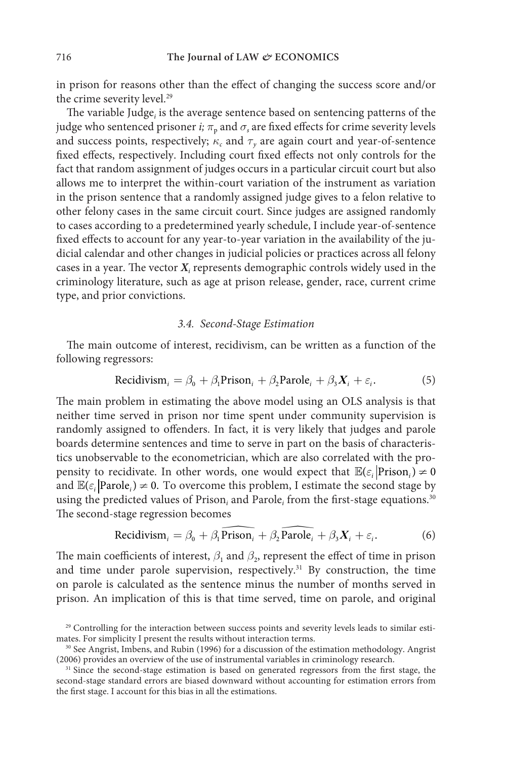in prison for reasons other than the effect of changing the success score and/or the crime severity level.[29]

The variable $\text{Judge}_i$ is the average sentence based on sentencing patterns of the judge who sentenced prisoner *i;* $\pi_p$ and $\sigma_s$ are fixed effects for crime severity levels and success points, respectively; $\kappa_c$ and $\tau_y$ are again court and year-of-sentence fixed effects, respectively. Including court fixed effects not only controls for the fact that random assignment of judges occurs in a particular circuit court but also allows me to interpret the within-court variation of the instrument as variation in the prison sentence that a randomly assigned judge gives to a felon relative to other felony cases in the same circuit court. Since judges are assigned randomly to cases according to a predetermined yearly schedule, I include year-of-sentence fixed effects to account for any year-to-year variation in the availability of the judicial calendar and other changes in judicial policies or practices across all felony cases in a year. The vector $\boldsymbol{X}_i$ represents demographic controls widely used in the criminology literature, such as age at prison release, gender, race, current crime type, and prior convictions.

### 3.4. *Second-Stage Estimation*

The main outcome of interest, recidivism, can be written as a function of the following regressors:

$$\text{Recidivism}_i = \beta_0 + \beta_1 \text{Prison}_i + \beta_2 \text{Parole}_i + \beta_3 \boldsymbol{X}_i + \varepsilon_i. \tag{5}$$

The main problem in estimating the above model using an OLS analysis is that neither time served in prison nor time spent under community supervision is randomly assigned to offenders. In fact, it is very likely that judges and parole boards determine sentences and time to serve in part on the basis of characteristics unobservable to the econometrician, which are also correlated with the propensity to recidivate. In other words, one would expect that $\mathbb{E}(\varepsilon_i | \text{Prison}_i) \neq 0$ and $\mathbb{E}(\varepsilon_i | \text{Parole}_i) \neq 0$. To overcome this problem, I estimate the second stage by using the predicted values of $\text{Prison}_i$ and $\text{Parole}_i$ from the first-stage equations.[30] The second-stage regression becomes

$$\text{Recidivism}_i = \beta_0 + \beta_1 \widehat{\text{Prison}_i} + \beta_2 \widehat{\text{Parole}_i} + \beta_3 \boldsymbol{X}_i + \varepsilon_i. \tag{6}$$

The main coefficients of interest, $\beta_1$ and $\beta_2$, represent the effect of time in prison and time under parole supervision, respectively.[31] By construction, the time on parole is calculated as the sentence minus the number of months served in prison. An implication of this is that time served, time on parole, and original

[29] Controlling for the interaction between success points and severity levels leads to similar estimates. For simplicity I present the results without interaction terms.

[30] See Angrist, Imbens, and Rubin (1996) for a discussion of the estimation methodology. Angrist (2006) provides an overview of the use of instrumental variables in criminology research.

[31] Since the second-stage estimation is based on generated regressors from the first stage, the second-stage standard errors are biased downward without accounting for estimation errors from the first stage. I account for this bias in all the estimations.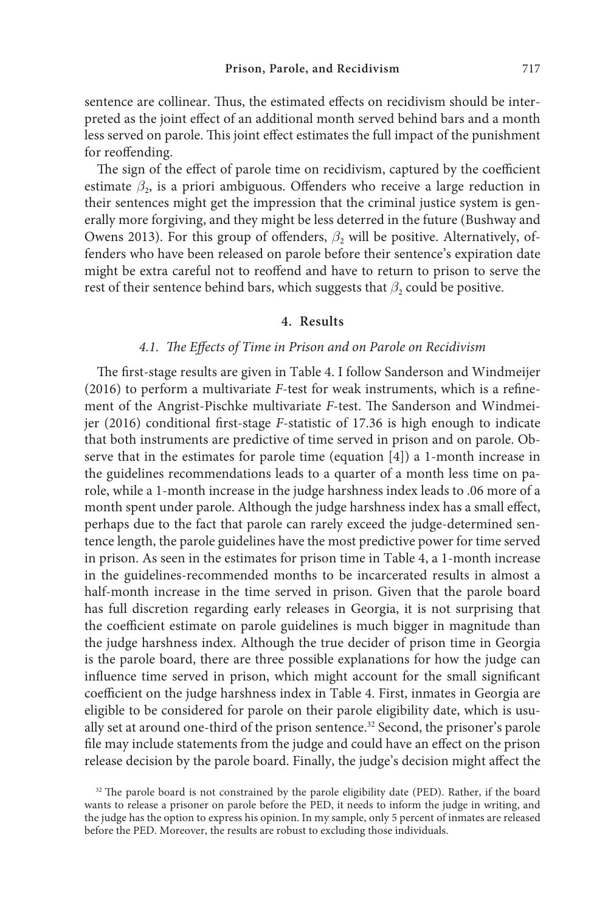sentence are collinear. Thus, the estimated effects on recidivism should be interpreted as the joint effect of an additional month served behind bars and a month less served on parole. This joint effect estimates the full impact of the punishment for reoffending.

The sign of the effect of parole time on recidivism, captured by the coefficient estimate $\beta_2$, is a priori ambiguous. Offenders who receive a large reduction in their sentences might get the impression that the criminal justice system is generally more forgiving, and they might be less deterred in the future (Bushway and Owens 2013). For this group of offenders, $\beta_2$ will be positive. Alternatively, offenders who have been released on parole before their sentence's expiration date might be extra careful not to reoffend and have to return to prison to serve the rest of their sentence behind bars, which suggests that $\beta_2$ could be positive.

## 4. Results

### *4.1. The Effects of Time in Prison and on Parole on Recidivism*

The first-stage results are given in Table 4. I follow Sanderson and Windmeijer (2016) to perform a multivariate *F*-test for weak instruments, which is a refinement of the Angrist-Pischke multivariate *F*-test. The Sanderson and Windmeijer (2016) conditional first-stage *F*-statistic of 17.36 is high enough to indicate that both instruments are predictive of time served in prison and on parole. Observe that in the estimates for parole time (equation [4]) a 1-month increase in the guidelines recommendations leads to a quarter of a month less time on parole, while a 1-month increase in the judge harshness index leads to .06 more of a month spent under parole. Although the judge harshness index has a small effect, perhaps due to the fact that parole can rarely exceed the judge-determined sentence length, the parole guidelines have the most predictive power for time served in prison. As seen in the estimates for prison time in Table 4, a 1-month increase in the guidelines-recommended months to be incarcerated results in almost a half-month increase in the time served in prison. Given that the parole board has full discretion regarding early releases in Georgia, it is not surprising that the coefficient estimate on parole guidelines is much bigger in magnitude than the judge harshness index. Although the true decider of prison time in Georgia is the parole board, there are three possible explanations for how the judge can influence time served in prison, which might account for the small significant coefficient on the judge harshness index in Table 4. First, inmates in Georgia are eligible to be considered for parole on their parole eligibility date, which is usually set at around one-third of the prison sentence.[32] Second, the prisoner's parole file may include statements from the judge and could have an effect on the prison release decision by the parole board. Finally, the judge's decision might affect the

[32] The parole board is not constrained by the parole eligibility date (PED). Rather, if the board wants to release a prisoner on parole before the PED, it needs to inform the judge in writing, and the judge has the option to express his opinion. In my sample, only 5 percent of inmates are released before the PED. Moreover, the results are robust to excluding those individuals.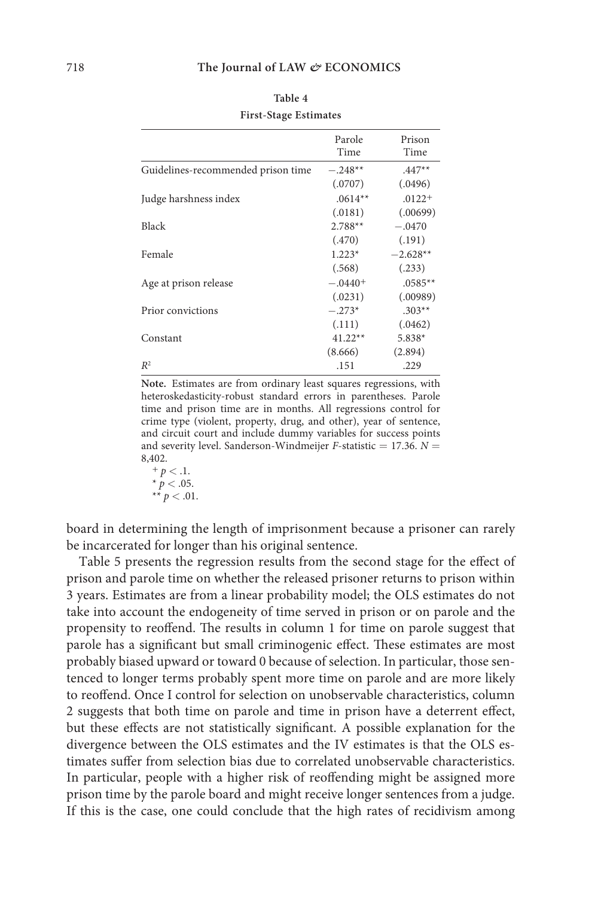**Table 4**
**First-Stage Estimates**

| | Parole Time | Prison Time |
|---|---|---|
| Guidelines-recommended prison time | −.248** | .447** |
| | (.0707) | (.0496) |
| Judge harshness index | .0614** | .0122+ |
| | (.0181) | (.00699) |
| Black | 2.788** | −.0470 |
| | (.470) | (.191) |
| Female | 1.223* | −2.628** |
| | (.568) | (.233) |
| Age at prison release | −.0440+ | .0585** |
| | (.0231) | (.00989) |
| Prior convictions | −.273* | .303** |
| | (.111) | (.0462) |
| Constant | 41.22** | 5.838* |
| | (8.666) | (2.894) |
| $R^2$ | .151 | .229 |

**Note.** Estimates are from ordinary least squares regressions, with heteroskedasticity-robust standard errors in parentheses. Parole time and prison time are in months. All regressions control for crime type (violent, property, drug, and other), year of sentence, and circuit court and include dummy variables for success points and severity level. Sanderson-Windmeijer $F$-statistic = 17.36. $N$ = 8,402.

$^{+}$ $p < .1$.
$^{*}$ $p < .05$.
$^{**}$ $p < .01$.

board in determining the length of imprisonment because a prisoner can rarely be incarcerated for longer than his original sentence.

Table 5 presents the regression results from the second stage for the effect of prison and parole time on whether the released prisoner returns to prison within 3 years. Estimates are from a linear probability model; the OLS estimates do not take into account the endogeneity of time served in prison or on parole and the propensity to reoffend. The results in column 1 for time on parole suggest that parole has a significant but small criminogenic effect. These estimates are most probably biased upward or toward 0 because of selection. In particular, those sentenced to longer terms probably spent more time on parole and are more likely to reoffend. Once I control for selection on unobservable characteristics, column 2 suggests that both time on parole and time in prison have a deterrent effect, but these effects are not statistically significant. A possible explanation for the divergence between the OLS estimates and the IV estimates is that the OLS estimates suffer from selection bias due to correlated unobservable characteristics. In particular, people with a higher risk of reoffending might be assigned more prison time by the parole board and might receive longer sentences from a judge. If this is the case, one could conclude that the high rates of recidivism among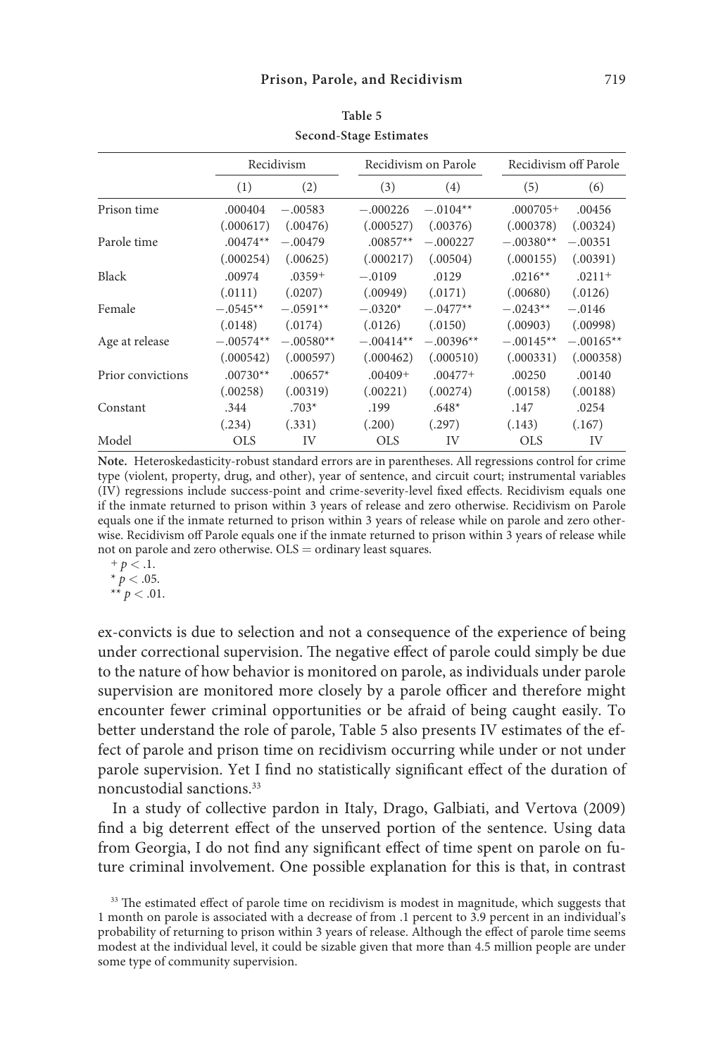**Table 5**

**Second-Stage Estimates**

| | Recidivism | | Recidivism on Parole | | Recidivism off Parole | |
|---|---|---|---|---|---|---|
| | (1) | (2) | (3) | (4) | (5) | (6) |
| Prison time | .000404 | −.00583 | −.000226 | −.0104** | .000705+ | .00456 |
| | (.000617) | (.00476) | (.000527) | (.00376) | (.000378) | (.00324) |
| Parole time | .00474** | −.00479 | .00857** | −.000227 | −.00380** | −.00351 |
| | (.000254) | (.00625) | (.000217) | (.00504) | (.000155) | (.00391) |
| Black | .00974 | .0359+ | −.0109 | .0129 | .0216** | .0211+ |
| | (.0111) | (.0207) | (.00949) | (.0171) | (.00680) | (.0126) |
| Female | −.0545** | −.0591** | −.0320* | −.0477** | −.0243** | −.0146 |
| | (.0148) | (.0174) | (.0126) | (.0150) | (.00903) | (.00998) |
| Age at release | −.00574** | −.00580** | −.00414** | −.00396** | −.00145** | −.00165** |
| | (.000542) | (.000597) | (.000462) | (.000510) | (.000331) | (.000358) |
| Prior convictions | .00730** | .00657* | .00409+ | .00477+ | .00250 | .00140 |
| | (.00258) | (.00319) | (.00221) | (.00274) | (.00158) | (.00188) |
| Constant | .344 | .703* | .199 | .648* | .147 | .0254 |
| | (.234) | (.331) | (.200) | (.297) | (.143) | (.167) |
| Model | OLS | IV | OLS | IV | OLS | IV |

**Note.** Heteroskedasticity-robust standard errors are in parentheses. All regressions control for crime type (violent, property, drug, and other), year of sentence, and circuit court; instrumental variables (IV) regressions include success-point and crime-severity-level fixed effects. Recidivism equals one if the inmate returned to prison within 3 years of release and zero otherwise. Recidivism on Parole equals one if the inmate returned to prison within 3 years of release while on parole and zero otherwise. Recidivism off Parole equals one if the inmate returned to prison within 3 years of release while not on parole and zero otherwise. OLS = ordinary least squares.

+ $p < .1$.
* $p < .05$.
** $p < .01$.

ex-convicts is due to selection and not a consequence of the experience of being under correctional supervision. The negative effect of parole could simply be due to the nature of how behavior is monitored on parole, as individuals under parole supervision are monitored more closely by a parole officer and therefore might encounter fewer criminal opportunities or be afraid of being caught easily. To better understand the role of parole, Table 5 also presents IV estimates of the effect of parole and prison time on recidivism occurring while under or not under parole supervision. Yet I find no statistically significant effect of the duration of noncustodial sanctions.[33]

In a study of collective pardon in Italy, Drago, Galbiati, and Vertova (2009) find a big deterrent effect of the unserved portion of the sentence. Using data from Georgia, I do not find any significant effect of time spent on parole on future criminal involvement. One possible explanation for this is that, in contrast

[33] The estimated effect of parole time on recidivism is modest in magnitude, which suggests that 1 month on parole is associated with a decrease of from .1 percent to 3.9 percent in an individual's probability of returning to prison within 3 years of release. Although the effect of parole time seems modest at the individual level, it could be sizable given that more than 4.5 million people are under some type of community supervision.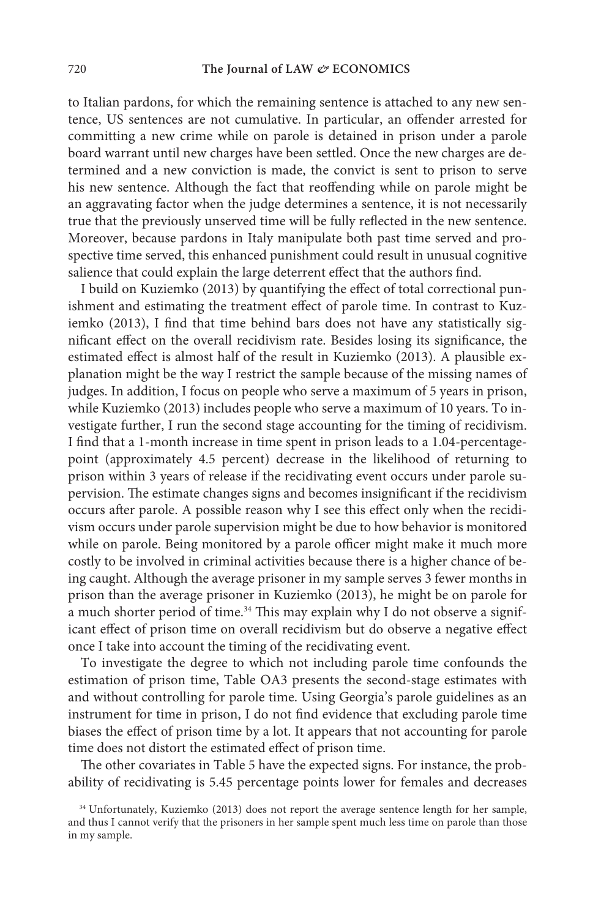to Italian pardons, for which the remaining sentence is attached to any new sentence, US sentences are not cumulative. In particular, an offender arrested for committing a new crime while on parole is detained in prison under a parole board warrant until new charges have been settled. Once the new charges are determined and a new conviction is made, the convict is sent to prison to serve his new sentence. Although the fact that reoffending while on parole might be an aggravating factor when the judge determines a sentence, it is not necessarily true that the previously unserved time will be fully reflected in the new sentence. Moreover, because pardons in Italy manipulate both past time served and prospective time served, this enhanced punishment could result in unusual cognitive salience that could explain the large deterrent effect that the authors find.

I build on Kuziemko (2013) by quantifying the effect of total correctional punishment and estimating the treatment effect of parole time. In contrast to Kuziemko (2013), I find that time behind bars does not have any statistically significant effect on the overall recidivism rate. Besides losing its significance, the estimated effect is almost half of the result in Kuziemko (2013). A plausible explanation might be the way I restrict the sample because of the missing names of judges. In addition, I focus on people who serve a maximum of 5 years in prison, while Kuziemko (2013) includes people who serve a maximum of 10 years. To investigate further, I run the second stage accounting for the timing of recidivism. I find that a 1-month increase in time spent in prison leads to a 1.04-percentage-point (approximately 4.5 percent) decrease in the likelihood of returning to prison within 3 years of release if the recidivating event occurs under parole supervision. The estimate changes signs and becomes insignificant if the recidivism occurs after parole. A possible reason why I see this effect only when the recidivism occurs under parole supervision might be due to how behavior is monitored while on parole. Being monitored by a parole officer might make it much more costly to be involved in criminal activities because there is a higher chance of being caught. Although the average prisoner in my sample serves 3 fewer months in prison than the average prisoner in Kuziemko (2013), he might be on parole for a much shorter period of time.[34] This may explain why I do not observe a significant effect of prison time on overall recidivism but do observe a negative effect once I take into account the timing of the recidivating event.

To investigate the degree to which not including parole time confounds the estimation of prison time, Table OA3 presents the second-stage estimates with and without controlling for parole time. Using Georgia's parole guidelines as an instrument for time in prison, I do not find evidence that excluding parole time biases the effect of prison time by a lot. It appears that not accounting for parole time does not distort the estimated effect of prison time.

The other covariates in Table 5 have the expected signs. For instance, the probability of recidivating is 5.45 percentage points lower for females and decreases

[34] Unfortunately, Kuziemko (2013) does not report the average sentence length for her sample, and thus I cannot verify that the prisoners in her sample spent much less time on parole than those in my sample.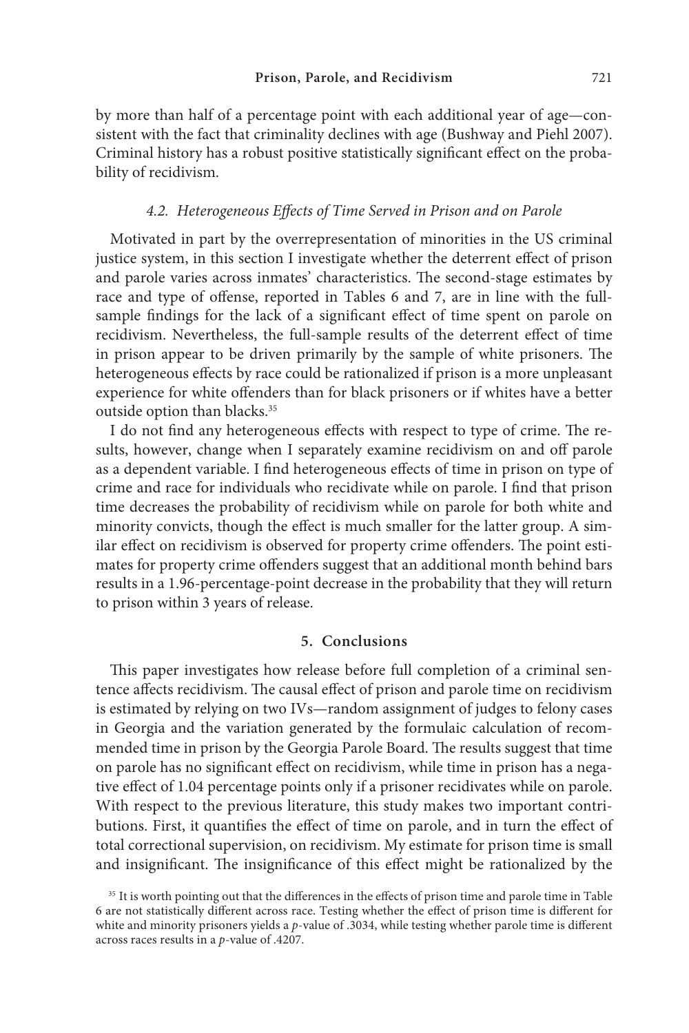by more than half of a percentage point with each additional year of age—consistent with the fact that criminality declines with age (Bushway and Piehl 2007). Criminal history has a robust positive statistically significant effect on the probability of recidivism.

### 4.2. Heterogeneous Effects of Time Served in Prison and on Parole

Motivated in part by the overrepresentation of minorities in the US criminal justice system, in this section I investigate whether the deterrent effect of prison and parole varies across inmates' characteristics. The second-stage estimates by race and type of offense, reported in Tables 6 and 7, are in line with the full-sample findings for the lack of a significant effect of time spent on parole on recidivism. Nevertheless, the full-sample results of the deterrent effect of time in prison appear to be driven primarily by the sample of white prisoners. The heterogeneous effects by race could be rationalized if prison is a more unpleasant experience for white offenders than for black prisoners or if whites have a better outside option than blacks.[35]

I do not find any heterogeneous effects with respect to type of crime. The results, however, change when I separately examine recidivism on and off parole as a dependent variable. I find heterogeneous effects of time in prison on type of crime and race for individuals who recidivate while on parole. I find that prison time decreases the probability of recidivism while on parole for both white and minority convicts, though the effect is much smaller for the latter group. A similar effect on recidivism is observed for property crime offenders. The point estimates for property crime offenders suggest that an additional month behind bars results in a 1.96-percentage-point decrease in the probability that they will return to prison within 3 years of release.

## 5. Conclusions

This paper investigates how release before full completion of a criminal sentence affects recidivism. The causal effect of prison and parole time on recidivism is estimated by relying on two IVs—random assignment of judges to felony cases in Georgia and the variation generated by the formulaic calculation of recommended time in prison by the Georgia Parole Board. The results suggest that time on parole has no significant effect on recidivism, while time in prison has a negative effect of 1.04 percentage points only if a prisoner recidivates while on parole. With respect to the previous literature, this study makes two important contributions. First, it quantifies the effect of time on parole, and in turn the effect of total correctional supervision, on recidivism. My estimate for prison time is small and insignificant. The insignificance of this effect might be rationalized by the

[35] It is worth pointing out that the differences in the effects of prison time and parole time in Table 6 are not statistically different across race. Testing whether the effect of prison time is different for white and minority prisoners yields a $p$-value of .3034, while testing whether parole time is different across races results in a $p$-value of .4207.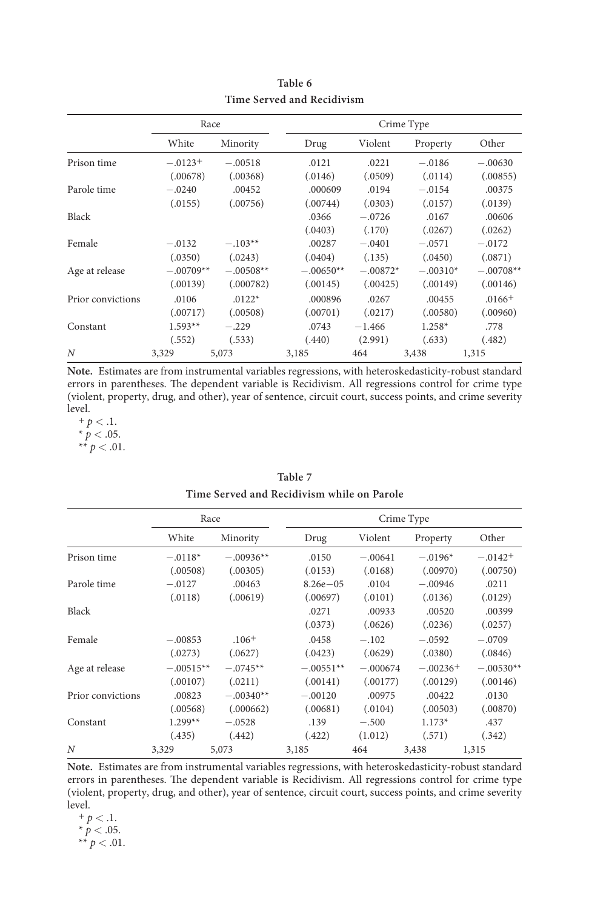**Table 6**
**Time Served and Recidivism**

| | Race | | Crime Type | | | |
|---|---|---|---|---|---|---|
| | White | Minority | Drug | Violent | Property | Other |
| Prison time | −.0123+ | −.00518 | .0121 | .0221 | −.0186 | −.00630 |
| | (.00678) | (.00368) | (.0146) | (.0509) | (.0114) | (.00855) |
| Parole time | −.0240 | .00452 | .000609 | .0194 | −.0154 | .00375 |
| | (.0155) | (.00756) | (.00744) | (.0303) | (.0157) | (.0139) |
| Black | | | .0366 | −.0726 | .0167 | .00606 |
| | | | (.0403) | (.170) | (.0267) | (.0262) |
| Female | −.0132 | −.103** | .00287 | −.0401 | −.0571 | −.0172 |
| | (.0350) | (.0243) | (.0404) | (.135) | (.0450) | (.0871) |
| Age at release | −.00709** | −.00508** | −.00650** | −.00872* | −.00310* | −.00708** |
| | (.00139) | (.000782) | (.00145) | (.00425) | (.00149) | (.00146) |
| Prior convictions | .0106 | .0122* | .000896 | .0267 | .00455 | .0166+ |
| | (.00717) | (.00508) | (.00701) | (.0217) | (.00580) | (.00960) |
| Constant | 1.593** | −.229 | .0743 | −1.466 | 1.258* | .778 |
| | (.552) | (.533) | (.440) | (2.991) | (.633) | (.482) |
| *N* | 3,329 | 5,073 | 3,185 | 464 | 3,438 | 1,315 |

**Note.** Estimates are from instrumental variables regressions, with heteroskedasticity-robust standard errors in parentheses. The dependent variable is Recidivism. All regressions control for crime type (violent, property, drug, and other), year of sentence, circuit court, success points, and crime severity level.

+ $p < .1$.
* $p < .05$.
** $p < .01$.

**Table 7**
**Time Served and Recidivism while on Parole**

| | Race | | Crime Type | | | |
|---|---|---|---|---|---|---|
| | White | Minority | Drug | Violent | Property | Other |
| Prison time | −.0118* | −.00936** | .0150 | −.00641 | −.0196* | −.0142+ |
| | (.00508) | (.00305) | (.0153) | (.0168) | (.00970) | (.00750) |
| Parole time | −.0127 | .00463 | 8.26e−05 | .0104 | −.00946 | .0211 |
| | (.0118) | (.00619) | (.00697) | (.0101) | (.0136) | (.0129) |
| Black | | | .0271 | .00933 | .00520 | .00399 |
| | | | (.0373) | (.0626) | (.0236) | (.0257) |
| Female | −.00853 | .106+ | .0458 | −.102 | −.0592 | −.0709 |
| | (.0273) | (.0627) | (.0423) | (.0629) | (.0380) | (.0846) |
| Age at release | −.00515** | −.0745** | −.00551** | −.000674 | −.00236+ | −.00530** |
| | (.00107) | (.0211) | (.00141) | (.00177) | (.00129) | (.00146) |
| Prior convictions | .00823 | −.00340** | −.00120 | .00975 | .00422 | .0130 |
| | (.00568) | (.000662) | (.00681) | (.0104) | (.00503) | (.00870) |
| Constant | 1.299** | −.0528 | .139 | −.500 | 1.173* | .437 |
| | (.435) | (.442) | (.422) | (1.012) | (.571) | (.342) |
| *N* | 3,329 | 5,073 | 3,185 | 464 | 3,438 | 1,315 |

**Note.** Estimates are from instrumental variables regressions, with heteroskedasticity-robust standard errors in parentheses. The dependent variable is Recidivism. All regressions control for crime type (violent, property, drug, and other), year of sentence, circuit court, success points, and crime severity level.

+ $p < .1$.
* $p < .05$.
** $p < .01$.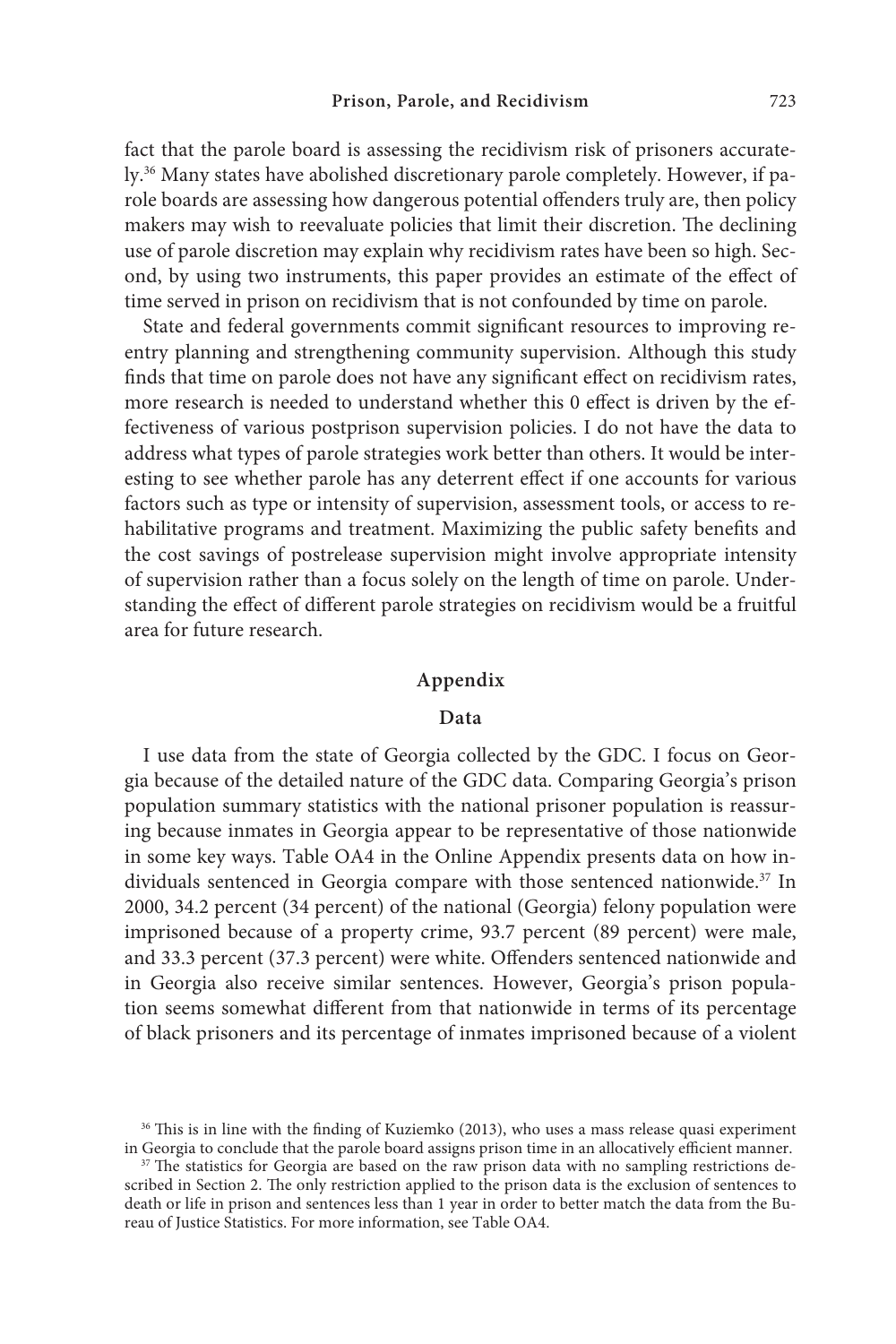fact that the parole board is assessing the recidivism risk of prisoners accurately.[36] Many states have abolished discretionary parole completely. However, if parole boards are assessing how dangerous potential offenders truly are, then policy makers may wish to reevaluate policies that limit their discretion. The declining use of parole discretion may explain why recidivism rates have been so high. Second, by using two instruments, this paper provides an estimate of the effect of time served in prison on recidivism that is not confounded by time on parole.

State and federal governments commit significant resources to improving reentry planning and strengthening community supervision. Although this study finds that time on parole does not have any significant effect on recidivism rates, more research is needed to understand whether this 0 effect is driven by the effectiveness of various postprison supervision policies. I do not have the data to address what types of parole strategies work better than others. It would be interesting to see whether parole has any deterrent effect if one accounts for various factors such as type or intensity of supervision, assessment tools, or access to rehabilitative programs and treatment. Maximizing the public safety benefits and the cost savings of postrelease supervision might involve appropriate intensity of supervision rather than a focus solely on the length of time on parole. Understanding the effect of different parole strategies on recidivism would be a fruitful area for future research.

## Appendix

### Data

I use data from the state of Georgia collected by the GDC. I focus on Georgia because of the detailed nature of the GDC data. Comparing Georgia's prison population summary statistics with the national prisoner population is reassuring because inmates in Georgia appear to be representative of those nationwide in some key ways. Table OA4 in the Online Appendix presents data on how individuals sentenced in Georgia compare with those sentenced nationwide.[37] In 2000, 34.2 percent (34 percent) of the national (Georgia) felony population were imprisoned because of a property crime, 93.7 percent (89 percent) were male, and 33.3 percent (37.3 percent) were white. Offenders sentenced nationwide and in Georgia also receive similar sentences. However, Georgia's prison population seems somewhat different from that nationwide in terms of its percentage of black prisoners and its percentage of inmates imprisoned because of a violent

[36] This is in line with the finding of Kuziemko (2013), who uses a mass release quasi experiment in Georgia to conclude that the parole board assigns prison time in an allocatively efficient manner.

[37] The statistics for Georgia are based on the raw prison data with no sampling restrictions described in Section 2. The only restriction applied to the prison data is the exclusion of sentences to death or life in prison and sentences less than 1 year in order to better match the data from the Bureau of Justice Statistics. For more information, see Table OA4.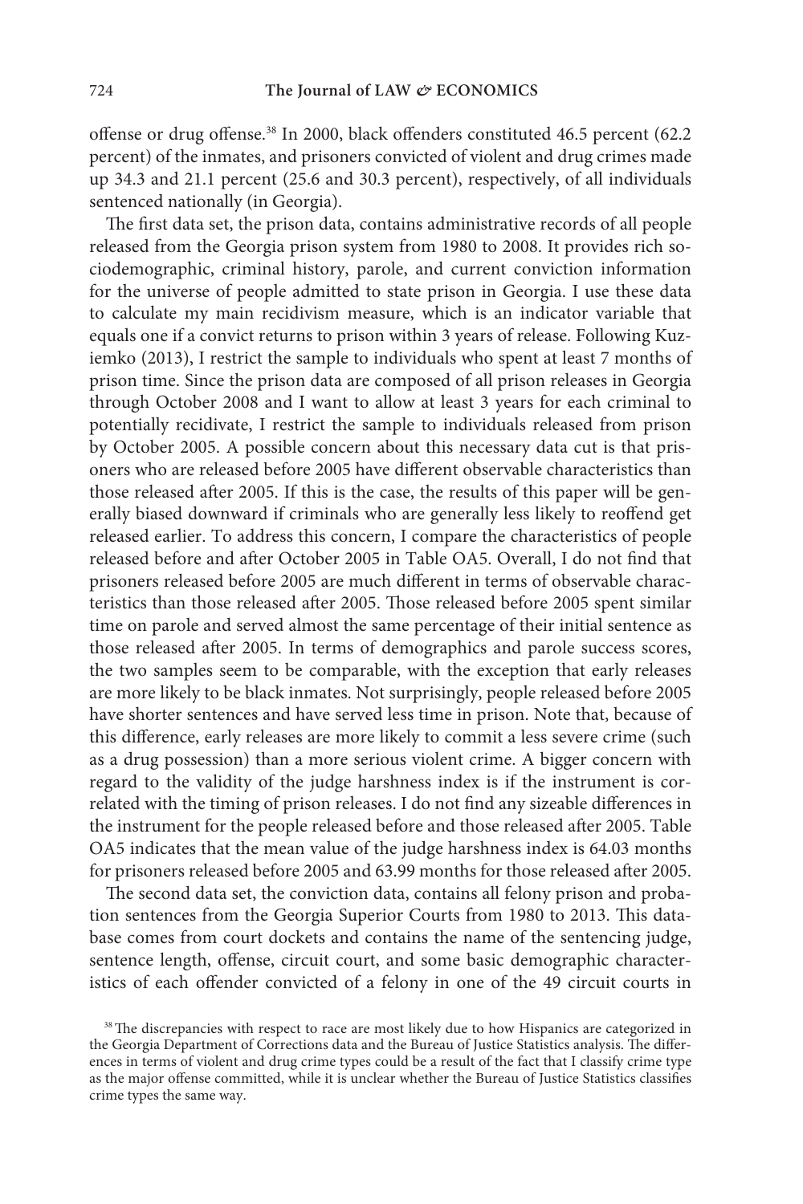offense or drug offense.[38] In 2000, black offenders constituted 46.5 percent (62.2 percent) of the inmates, and prisoners convicted of violent and drug crimes made up 34.3 and 21.1 percent (25.6 and 30.3 percent), respectively, of all individuals sentenced nationally (in Georgia).

The first data set, the prison data, contains administrative records of all people released from the Georgia prison system from 1980 to 2008. It provides rich sociodemographic, criminal history, parole, and current conviction information for the universe of people admitted to state prison in Georgia. I use these data to calculate my main recidivism measure, which is an indicator variable that equals one if a convict returns to prison within 3 years of release. Following Kuziemko (2013), I restrict the sample to individuals who spent at least 7 months of prison time. Since the prison data are composed of all prison releases in Georgia through October 2008 and I want to allow at least 3 years for each criminal to potentially recidivate, I restrict the sample to individuals released from prison by October 2005. A possible concern about this necessary data cut is that prisoners who are released before 2005 have different observable characteristics than those released after 2005. If this is the case, the results of this paper will be generally biased downward if criminals who are generally less likely to reoffend get released earlier. To address this concern, I compare the characteristics of people released before and after October 2005 in Table OA5. Overall, I do not find that prisoners released before 2005 are much different in terms of observable characteristics than those released after 2005. Those released before 2005 spent similar time on parole and served almost the same percentage of their initial sentence as those released after 2005. In terms of demographics and parole success scores, the two samples seem to be comparable, with the exception that early releases are more likely to be black inmates. Not surprisingly, people released before 2005 have shorter sentences and have served less time in prison. Note that, because of this difference, early releases are more likely to commit a less severe crime (such as a drug possession) than a more serious violent crime. A bigger concern with regard to the validity of the judge harshness index is if the instrument is correlated with the timing of prison releases. I do not find any sizeable differences in the instrument for the people released before and those released after 2005. Table OA5 indicates that the mean value of the judge harshness index is 64.03 months for prisoners released before 2005 and 63.99 months for those released after 2005.

The second data set, the conviction data, contains all felony prison and probation sentences from the Georgia Superior Courts from 1980 to 2013. This database comes from court dockets and contains the name of the sentencing judge, sentence length, offense, circuit court, and some basic demographic characteristics of each offender convicted of a felony in one of the 49 circuit courts in

[38] The discrepancies with respect to race are most likely due to how Hispanics are categorized in the Georgia Department of Corrections data and the Bureau of Justice Statistics analysis. The differences in terms of violent and drug crime types could be a result of the fact that I classify crime type as the major offense committed, while it is unclear whether the Bureau of Justice Statistics classifies crime types the same way.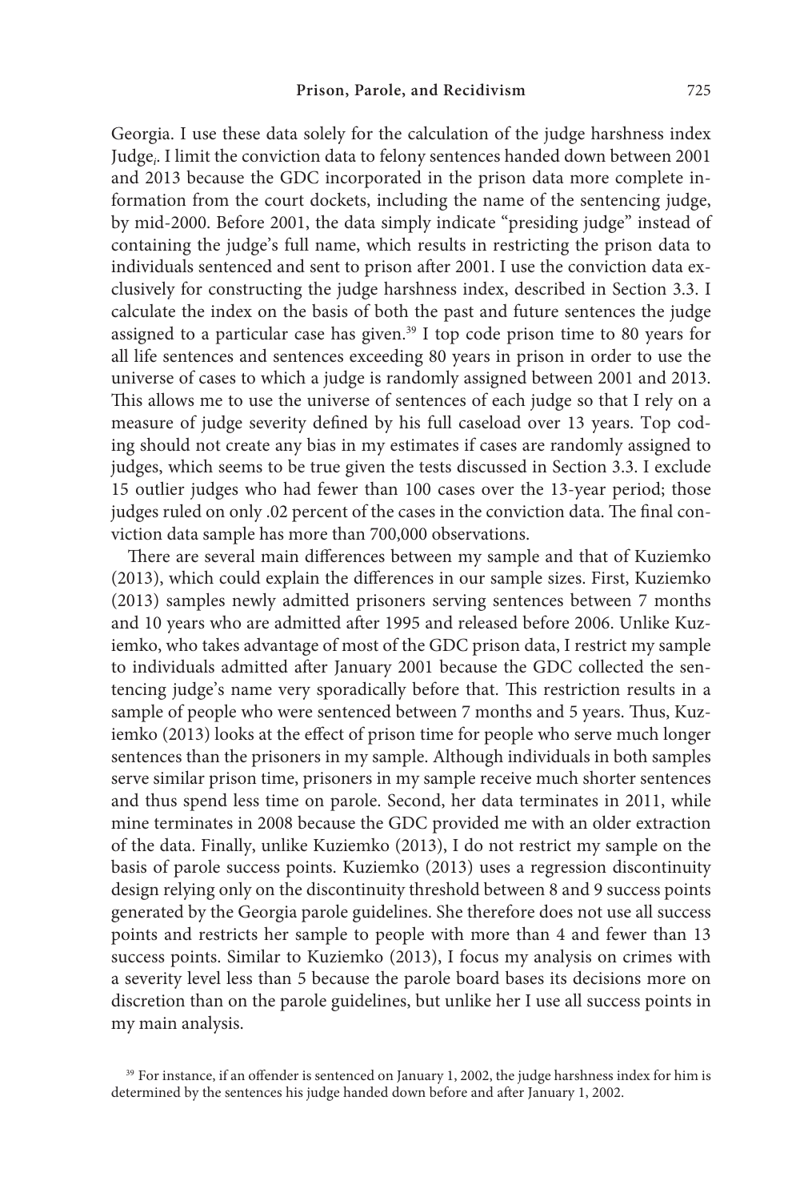Georgia. I use these data solely for the calculation of the judge harshness index $Judge_i$. I limit the conviction data to felony sentences handed down between 2001 and 2013 because the GDC incorporated in the prison data more complete information from the court dockets, including the name of the sentencing judge, by mid-2000. Before 2001, the data simply indicate "presiding judge" instead of containing the judge's full name, which results in restricting the prison data to individuals sentenced and sent to prison after 2001. I use the conviction data exclusively for constructing the judge harshness index, described in Section 3.3. I calculate the index on the basis of both the past and future sentences the judge assigned to a particular case has given.[39] I top code prison time to 80 years for all life sentences and sentences exceeding 80 years in prison in order to use the universe of cases to which a judge is randomly assigned between 2001 and 2013. This allows me to use the universe of sentences of each judge so that I rely on a measure of judge severity defined by his full caseload over 13 years. Top coding should not create any bias in my estimates if cases are randomly assigned to judges, which seems to be true given the tests discussed in Section 3.3. I exclude 15 outlier judges who had fewer than 100 cases over the 13-year period; those judges ruled on only .02 percent of the cases in the conviction data. The final conviction data sample has more than 700,000 observations.

There are several main differences between my sample and that of Kuziemko (2013), which could explain the differences in our sample sizes. First, Kuziemko (2013) samples newly admitted prisoners serving sentences between 7 months and 10 years who are admitted after 1995 and released before 2006. Unlike Kuziemko, who takes advantage of most of the GDC prison data, I restrict my sample to individuals admitted after January 2001 because the GDC collected the sentencing judge's name very sporadically before that. This restriction results in a sample of people who were sentenced between 7 months and 5 years. Thus, Kuziemko (2013) looks at the effect of prison time for people who serve much longer sentences than the prisoners in my sample. Although individuals in both samples serve similar prison time, prisoners in my sample receive much shorter sentences and thus spend less time on parole. Second, her data terminates in 2011, while mine terminates in 2008 because the GDC provided me with an older extraction of the data. Finally, unlike Kuziemko (2013), I do not restrict my sample on the basis of parole success points. Kuziemko (2013) uses a regression discontinuity design relying only on the discontinuity threshold between 8 and 9 success points generated by the Georgia parole guidelines. She therefore does not use all success points and restricts her sample to people with more than 4 and fewer than 13 success points. Similar to Kuziemko (2013), I focus my analysis on crimes with a severity level less than 5 because the parole board bases its decisions more on discretion than on the parole guidelines, but unlike her I use all success points in my main analysis.

[39] For instance, if an offender is sentenced on January 1, 2002, the judge harshness index for him is determined by the sentences his judge handed down before and after January 1, 2002.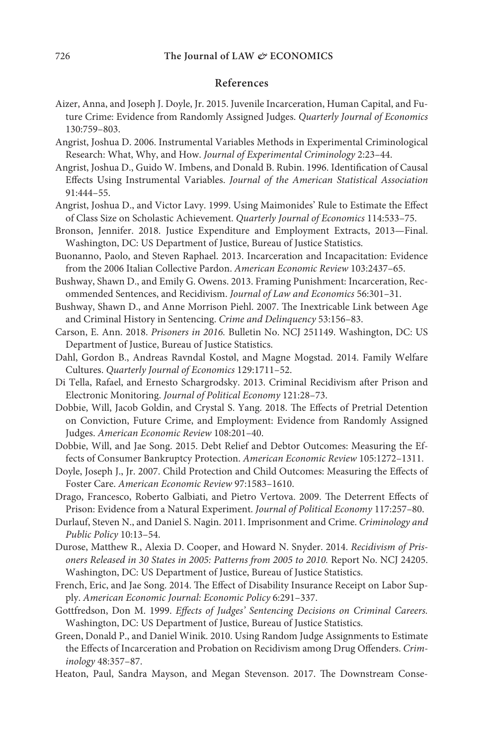## References

Aizer, Anna, and Joseph J. Doyle, Jr. 2015. Juvenile Incarceration, Human Capital, and Future Crime: Evidence from Randomly Assigned Judges. *Quarterly Journal of Economics* 130:759–803.

Angrist, Joshua D. 2006. Instrumental Variables Methods in Experimental Criminological Research: What, Why, and How. *Journal of Experimental Criminology* 2:23–44.

Angrist, Joshua D., Guido W. Imbens, and Donald B. Rubin. 1996. Identification of Causal Effects Using Instrumental Variables. *Journal of the American Statistical Association* 91:444–55.

Angrist, Joshua D., and Victor Lavy. 1999. Using Maimonides' Rule to Estimate the Effect of Class Size on Scholastic Achievement. *Quarterly Journal of Economics* 114:533–75.

Bronson, Jennifer. 2018. Justice Expenditure and Employment Extracts, 2013—Final. Washington, DC: US Department of Justice, Bureau of Justice Statistics.

Buonanno, Paolo, and Steven Raphael. 2013. Incarceration and Incapacitation: Evidence from the 2006 Italian Collective Pardon. *American Economic Review* 103:2437–65.

Bushway, Shawn D., and Emily G. Owens. 2013. Framing Punishment: Incarceration, Recommended Sentences, and Recidivism. *Journal of Law and Economics* 56:301–31.

Bushway, Shawn D., and Anne Morrison Piehl. 2007. The Inextricable Link between Age and Criminal History in Sentencing. *Crime and Delinquency* 53:156–83.

Carson, E. Ann. 2018. *Prisoners in 2016.* Bulletin No. NCJ 251149. Washington, DC: US Department of Justice, Bureau of Justice Statistics.

Dahl, Gordon B., Andreas Ravndal Kostøl, and Magne Mogstad. 2014. Family Welfare Cultures. *Quarterly Journal of Economics* 129:1711–52.

Di Tella, Rafael, and Ernesto Schargrodsky. 2013. Criminal Recidivism after Prison and Electronic Monitoring. *Journal of Political Economy* 121:28–73.

Dobbie, Will, Jacob Goldin, and Crystal S. Yang. 2018. The Effects of Pretrial Detention on Conviction, Future Crime, and Employment: Evidence from Randomly Assigned Judges. *American Economic Review* 108:201–40.

Dobbie, Will, and Jae Song. 2015. Debt Relief and Debtor Outcomes: Measuring the Effects of Consumer Bankruptcy Protection. *American Economic Review* 105:1272–1311.

Doyle, Joseph J., Jr. 2007. Child Protection and Child Outcomes: Measuring the Effects of Foster Care. *American Economic Review* 97:1583–1610.

Drago, Francesco, Roberto Galbiati, and Pietro Vertova. 2009. The Deterrent Effects of Prison: Evidence from a Natural Experiment. *Journal of Political Economy* 117:257–80.

Durlauf, Steven N., and Daniel S. Nagin. 2011. Imprisonment and Crime. *Criminology and Public Policy* 10:13–54.

Durose, Matthew R., Alexia D. Cooper, and Howard N. Snyder. 2014. *Recidivism of Prisoners Released in 30 States in 2005: Patterns from 2005 to 2010.* Report No. NCJ 24205. Washington, DC: US Department of Justice, Bureau of Justice Statistics.

French, Eric, and Jae Song. 2014. The Effect of Disability Insurance Receipt on Labor Supply. *American Economic Journal: Economic Policy* 6:291–337.

Gottfredson, Don M. 1999. *Effects of Judges' Sentencing Decisions on Criminal Careers.* Washington, DC: US Department of Justice, Bureau of Justice Statistics.

Green, Donald P., and Daniel Winik. 2010. Using Random Judge Assignments to Estimate the Effects of Incarceration and Probation on Recidivism among Drug Offenders. *Criminology* 48:357–87.

Heaton, Paul, Sandra Mayson, and Megan Stevenson. 2017. The Downstream Conse-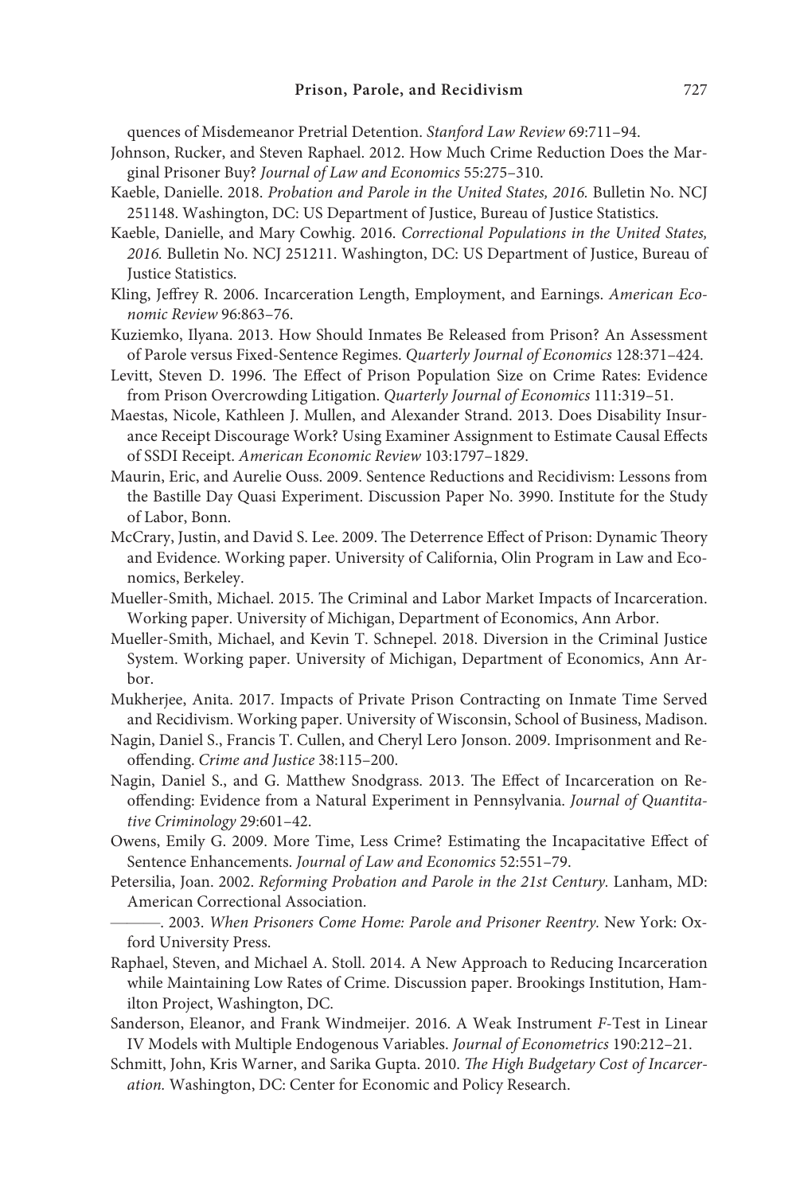quences of Misdemeanor Pretrial Detention. *Stanford Law Review* 69:711–94.

Johnson, Rucker, and Steven Raphael. 2012. How Much Crime Reduction Does the Marginal Prisoner Buy? *Journal of Law and Economics* 55:275–310.

Kaeble, Danielle. 2018. *Probation and Parole in the United States, 2016.* Bulletin No. NCJ 251148. Washington, DC: US Department of Justice, Bureau of Justice Statistics.

Kaeble, Danielle, and Mary Cowhig. 2016. *Correctional Populations in the United States, 2016.* Bulletin No. NCJ 251211. Washington, DC: US Department of Justice, Bureau of Justice Statistics.

Kling, Jeffrey R. 2006. Incarceration Length, Employment, and Earnings. *American Economic Review* 96:863–76.

Kuziemko, Ilyana. 2013. How Should Inmates Be Released from Prison? An Assessment of Parole versus Fixed-Sentence Regimes. *Quarterly Journal of Economics* 128:371–424.

Levitt, Steven D. 1996. The Effect of Prison Population Size on Crime Rates: Evidence from Prison Overcrowding Litigation. *Quarterly Journal of Economics* 111:319–51.

Maestas, Nicole, Kathleen J. Mullen, and Alexander Strand. 2013. Does Disability Insurance Receipt Discourage Work? Using Examiner Assignment to Estimate Causal Effects of SSDI Receipt. *American Economic Review* 103:1797–1829.

Maurin, Eric, and Aurelie Ouss. 2009. Sentence Reductions and Recidivism: Lessons from the Bastille Day Quasi Experiment. Discussion Paper No. 3990. Institute for the Study of Labor, Bonn.

McCrary, Justin, and David S. Lee. 2009. The Deterrence Effect of Prison: Dynamic Theory and Evidence. Working paper. University of California, Olin Program in Law and Economics, Berkeley.

Mueller-Smith, Michael. 2015. The Criminal and Labor Market Impacts of Incarceration. Working paper. University of Michigan, Department of Economics, Ann Arbor.

Mueller-Smith, Michael, and Kevin T. Schnepel. 2018. Diversion in the Criminal Justice System. Working paper. University of Michigan, Department of Economics, Ann Arbor.

Mukherjee, Anita. 2017. Impacts of Private Prison Contracting on Inmate Time Served and Recidivism. Working paper. University of Wisconsin, School of Business, Madison.

Nagin, Daniel S., Francis T. Cullen, and Cheryl Lero Jonson. 2009. Imprisonment and Reoffending. *Crime and Justice* 38:115–200.

Nagin, Daniel S., and G. Matthew Snodgrass. 2013. The Effect of Incarceration on Reoffending: Evidence from a Natural Experiment in Pennsylvania. *Journal of Quantitative Criminology* 29:601–42.

Owens, Emily G. 2009. More Time, Less Crime? Estimating the Incapacitative Effect of Sentence Enhancements. *Journal of Law and Economics* 52:551–79.

Petersilia, Joan. 2002. *Reforming Probation and Parole in the 21st Century.* Lanham, MD: American Correctional Association.

———. 2003. *When Prisoners Come Home: Parole and Prisoner Reentry.* New York: Oxford University Press.

Raphael, Steven, and Michael A. Stoll. 2014. A New Approach to Reducing Incarceration while Maintaining Low Rates of Crime. Discussion paper. Brookings Institution, Hamilton Project, Washington, DC.

Sanderson, Eleanor, and Frank Windmeijer. 2016. A Weak Instrument *F*-Test in Linear IV Models with Multiple Endogenous Variables. *Journal of Econometrics* 190:212–21.

Schmitt, John, Kris Warner, and Sarika Gupta. 2010. *The High Budgetary Cost of Incarceration.* Washington, DC: Center for Economic and Policy Research.